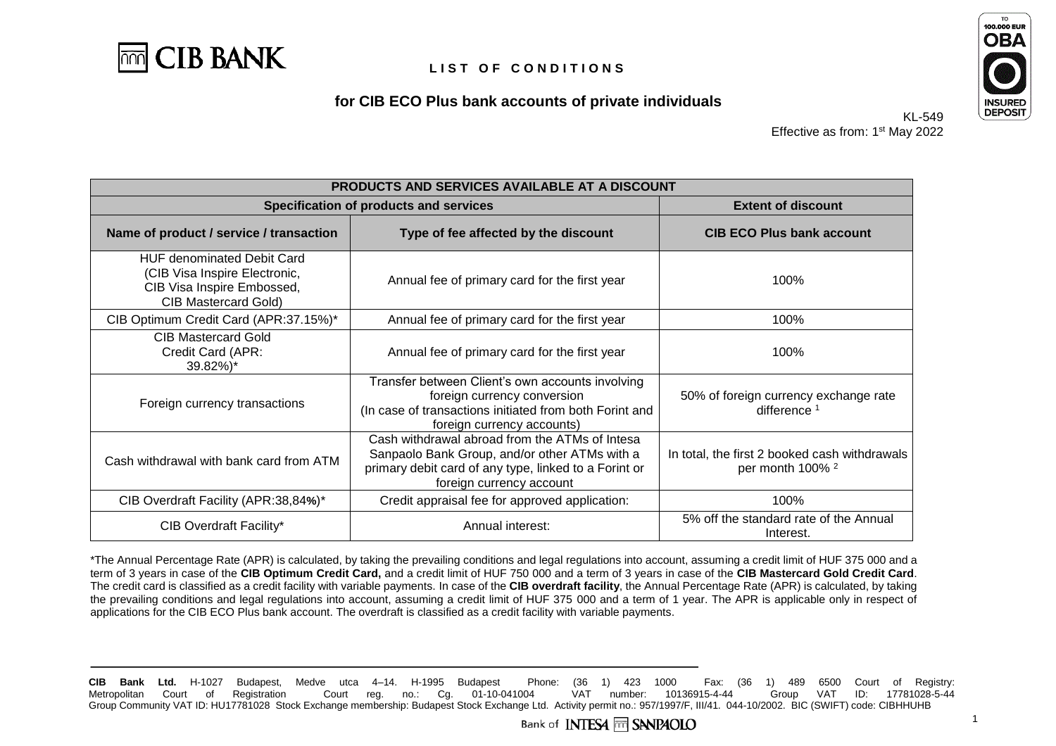# LIST OF CONDITIONS

## for CIB ECO Plus bank accounts of private individuals

KL-549
Effective as from: 1st May 2022

| PRODUCTS AND SERVICES AVAILABLE AT A DISCOUNT | | |
|---|---|---|
| Specification of products and services | | Extent of discount |
| **Name of product / service / transaction** | **Type of fee affected by the discount** | **CIB ECO Plus bank account** |
| HUF denominated Debit Card (CIB Visa Inspire Electronic, CIB Visa Inspire Embossed, CIB Mastercard Gold) | Annual fee of primary card for the first year | 100% |
| CIB Optimum Credit Card (APR:37.15%)* | Annual fee of primary card for the first year | 100% |
| CIB Mastercard Gold Credit Card (APR: 39.82%)* | Annual fee of primary card for the first year | 100% |
| Foreign currency transactions | Transfer between Client's own accounts involving foreign currency conversion (In case of transactions initiated from both Forint and foreign currency accounts) | 50% of foreign currency exchange rate difference [1] |
| Cash withdrawal with bank card from ATM | Cash withdrawal abroad from the ATMs of Intesa Sanpaolo Bank Group, and/or other ATMs with a primary debit card of any type, linked to a Forint or foreign currency account | In total, the first 2 booked cash withdrawals per month 100% [2] |
| CIB Overdraft Facility (APR:38,84%)* | Credit appraisal fee for approved application: | 100% |
| CIB Overdraft Facility* | Annual interest: | 5% off the standard rate of the Annual Interest. |

*The Annual Percentage Rate (APR) is calculated, by taking the prevailing conditions and legal regulations into account, assuming a credit limit of HUF 375 000 and a term of 3 years in case of the **CIB Optimum Credit Card,** and a credit limit of HUF 750 000 and a term of 3 years in case of the **CIB Mastercard Gold Credit Card**. The credit card is classified as a credit facility with variable payments. In case of the **CIB overdraft facility**, the Annual Percentage Rate (APR) is calculated, by taking the prevailing conditions and legal regulations into account, assuming a credit limit of HUF 375 000 and a term of 1 year. The APR is applicable only in respect of applications for the CIB ECO Plus bank account. The overdraft is classified as a credit facility with variable payments.

**CIB Bank Ltd.** H-1027 Budapest, Medve utca 4–14. H-1995 Budapest Phone: (36 1) 423 1000 Fax: (36 1) 489 6500 Court of Registry: Metropolitan Court of Registration Court reg. no.: Cg. 01-10-041004 VAT number: 10136915-4-44 Group VAT ID: 17781028-5-44 Group Community VAT ID: HU17781028 Stock Exchange membership: Budapest Stock Exchange Ltd. Activity permit no.: 957/1997/F, III/41. 044-10/2002. BIC (SWIFT) code: CIBHHUHB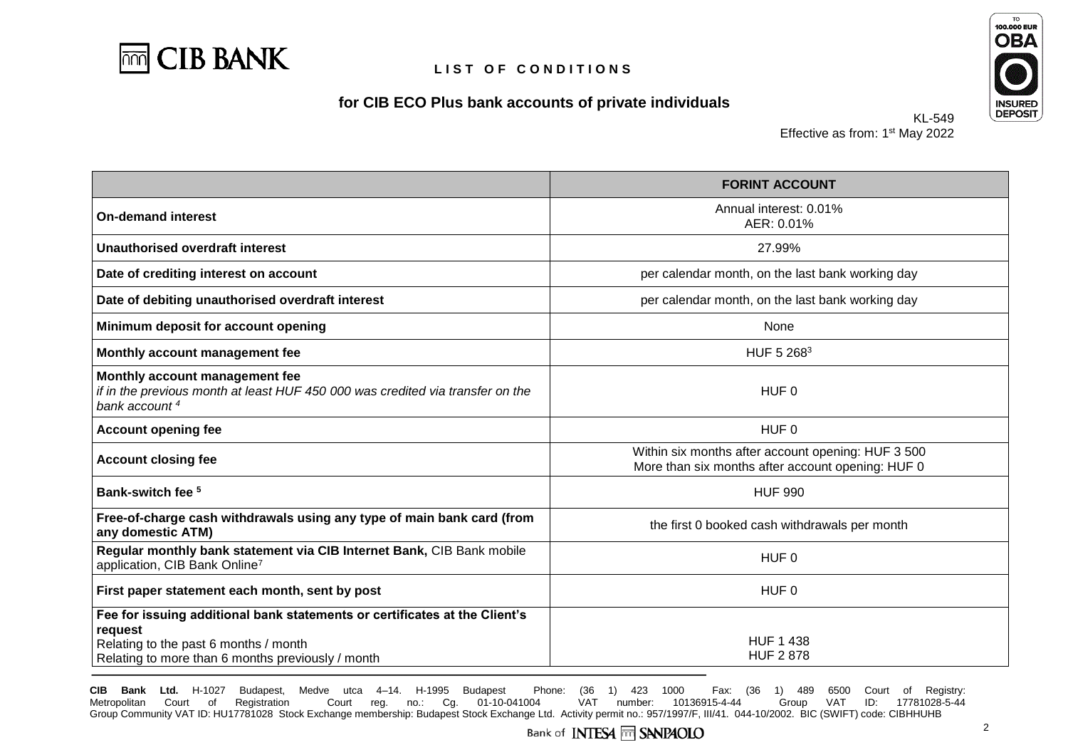# LIST OF CONDITIONS

## for CIB ECO Plus bank accounts of private individuals

KL-549
Effective as from: 1st May 2022

| | FORINT ACCOUNT |
|---|---|
| **On-demand interest** | Annual interest: 0.01%<br>AER: 0.01% |
| **Unauthorised overdraft interest** | 27.99% |
| **Date of crediting interest on account** | per calendar month, on the last bank working day |
| **Date of debiting unauthorised overdraft interest** | per calendar month, on the last bank working day |
| **Minimum deposit for account opening** | None |
| **Monthly account management fee** | HUF 5 268[3] |
| **Monthly account management fee**<br>*if in the previous month at least HUF 450 000 was credited via transfer on the bank account [4]* | HUF 0 |
| **Account opening fee** | HUF 0 |
| **Account closing fee** | Within six months after account opening: HUF 3 500<br>More than six months after account opening: HUF 0 |
| **Bank-switch fee [5]** | HUF 990 |
| **Free-of-charge cash withdrawals using any type of main bank card (from any domestic ATM)** | the first 0 booked cash withdrawals per month |
| **Regular monthly bank statement via CIB Internet Bank,** CIB Bank mobile application, CIB Bank Online[7] | HUF 0 |
| **First paper statement each month, sent by post** | HUF 0 |
| **Fee for issuing additional bank statements or certificates at the Client's request**<br>Relating to the past 6 months / month<br>Relating to more than 6 months previously / month | <br><br>HUF 1 438<br>HUF 2 878 |

**CIB Bank Ltd.** H-1027 Budapest, Medve utca 4–14. H-1995 Budapest Phone: (36 1) 423 1000 Fax: (36 1) 489 6500 Court of Registry: Metropolitan Court of Registration Court reg. no.: Cg. 01-10-041004 VAT number: 10136915-4-44 Group VAT ID: 17781028-5-44 Group Community VAT ID: HU17781028 Stock Exchange membership: Budapest Stock Exchange Ltd. Activity permit no.: 957/1997/F, III/41. 044-10/2002. BIC (SWIFT) code: CIBHHUHB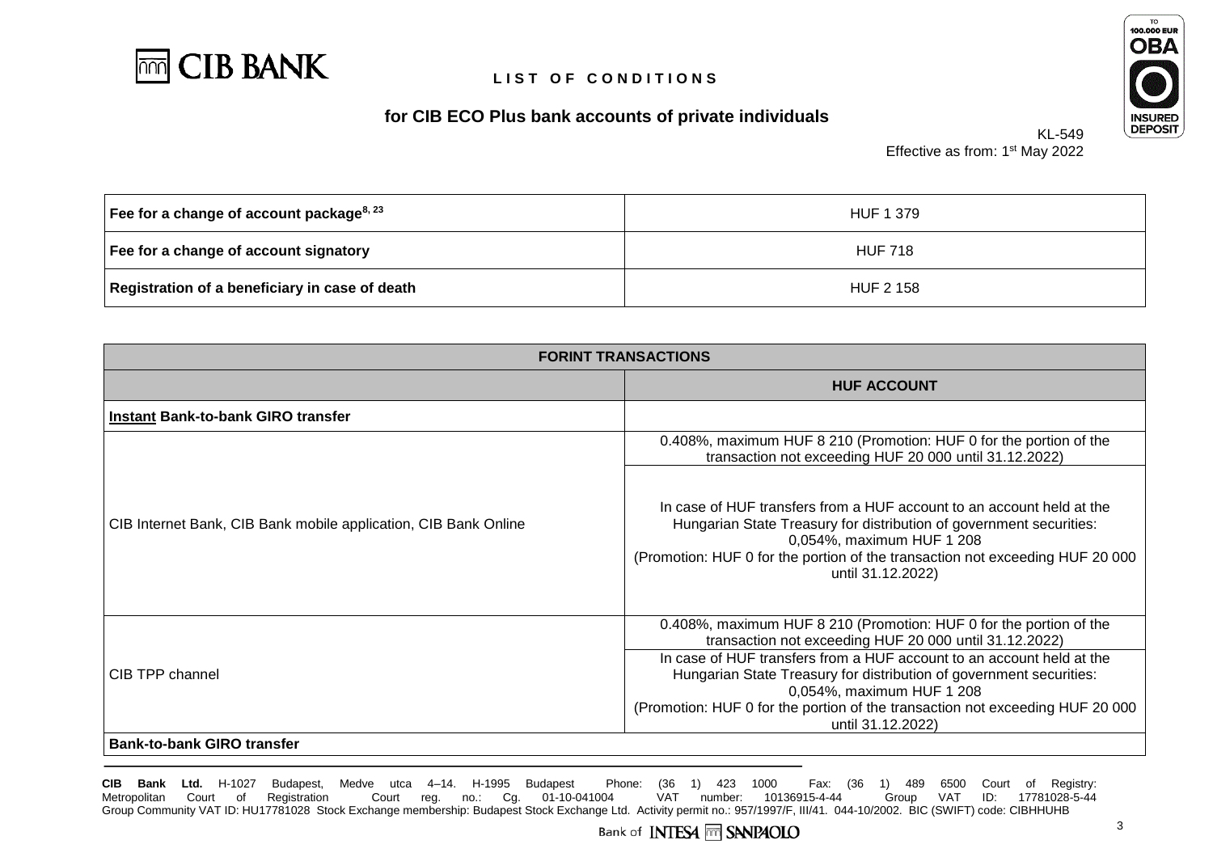# LIST OF CONDITIONS

## for CIB ECO Plus bank accounts of private individuals

KL-549
Effective as from: 1st May 2022

| | |
|---|---|
| **Fee for a change of account package**[8, 23] | HUF 1 379 |
| **Fee for a change of account signatory** | HUF 718 |
| **Registration of a beneficiary in case of death** | HUF 2 158 |

| FORINT TRANSACTIONS | |
|---|---|
| | **HUF ACCOUNT** |
| **Instant Bank-to-bank GIRO transfer** | |
| CIB Internet Bank, CIB Bank mobile application, CIB Bank Online | 0.408%, maximum HUF 8 210 (Promotion: HUF 0 for the portion of the transaction not exceeding HUF 20 000 until 31.12.2022) |
| | In case of HUF transfers from a HUF account to an account held at the Hungarian State Treasury for distribution of government securities: 0,054%, maximum HUF 1 208 (Promotion: HUF 0 for the portion of the transaction not exceeding HUF 20 000 until 31.12.2022) |
| CIB TPP channel | 0.408%, maximum HUF 8 210 (Promotion: HUF 0 for the portion of the transaction not exceeding HUF 20 000 until 31.12.2022) |
| | In case of HUF transfers from a HUF account to an account held at the Hungarian State Treasury for distribution of government securities: 0,054%, maximum HUF 1 208 (Promotion: HUF 0 for the portion of the transaction not exceeding HUF 20 000 until 31.12.2022) |
| **Bank-to-bank GIRO transfer** | |

**CIB Bank Ltd.** H-1027 Budapest, Medve utca 4–14. H-1995 Budapest Phone: (36 1) 423 1000 Fax: (36 1) 489 6500 Court of Registry: Metropolitan Court of Registration Court reg. no.: Cg. 01-10-041004 VAT number: 10136915-4-44 Group VAT ID: 17781028-5-44 Group Community VAT ID: HU17781028 Stock Exchange membership: Budapest Stock Exchange Ltd. Activity permit no.: 957/1997/F, III/41. 044-10/2002. BIC (SWIFT) code: CIBHHUHB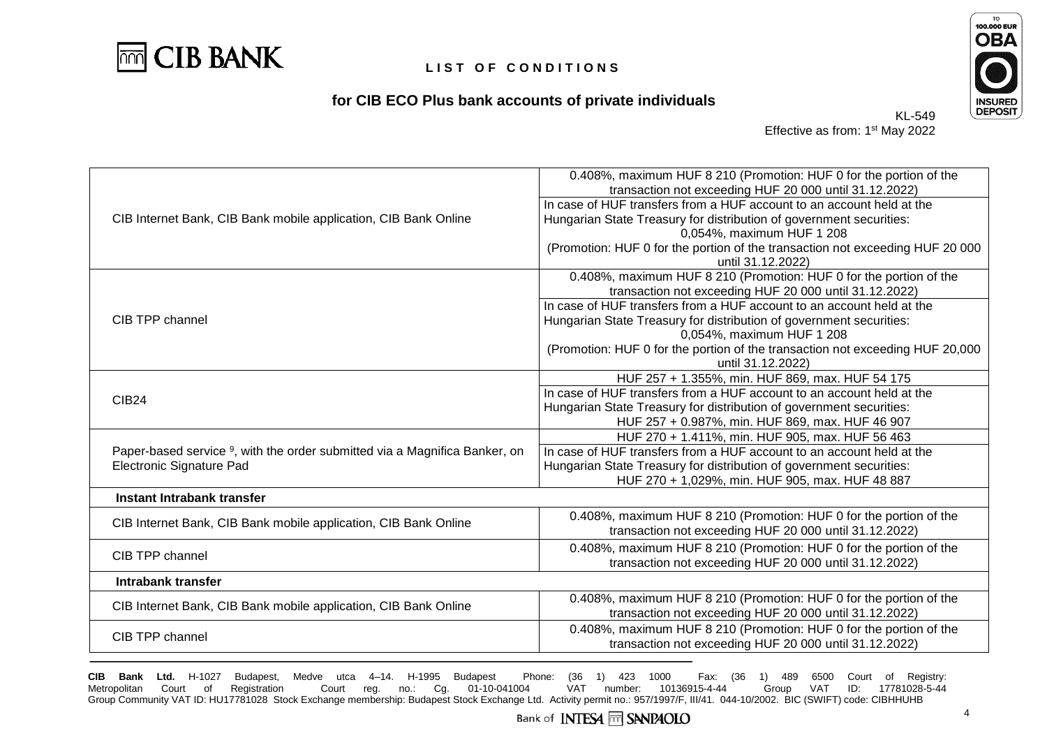# LIST OF CONDITIONS

## for CIB ECO Plus bank accounts of private individuals

KL-549
Effective as from: 1st May 2022

| | |
|---|---|
| CIB Internet Bank, CIB Bank mobile application, CIB Bank Online | 0.408%, maximum HUF 8 210 (Promotion: HUF 0 for the portion of the transaction not exceeding HUF 20 000 until 31.12.2022) |
| | In case of HUF transfers from a HUF account to an account held at the Hungarian State Treasury for distribution of government securities: 0,054%, maximum HUF 1 208 (Promotion: HUF 0 for the portion of the transaction not exceeding HUF 20 000 until 31.12.2022) |
| CIB TPP channel | 0.408%, maximum HUF 8 210 (Promotion: HUF 0 for the portion of the transaction not exceeding HUF 20 000 until 31.12.2022) |
| | In case of HUF transfers from a HUF account to an account held at the Hungarian State Treasury for distribution of government securities: 0,054%, maximum HUF 1 208 (Promotion: HUF 0 for the portion of the transaction not exceeding HUF 20,000 until 31.12.2022) |
| CIB24 | HUF 257 + 1.355%, min. HUF 869, max. HUF 54 175 |
| | In case of HUF transfers from a HUF account to an account held at the Hungarian State Treasury for distribution of government securities: HUF 257 + 0.987%, min. HUF 869, max. HUF 46 907 |
| Paper-based service [9], with the order submitted via a Magnifica Banker, on Electronic Signature Pad | HUF 270 + 1.411%, min. HUF 905, max. HUF 56 463 |
| | In case of HUF transfers from a HUF account to an account held at the Hungarian State Treasury for distribution of government securities: HUF 270 + 1,029%, min. HUF 905, max. HUF 48 887 |
| **Instant Intrabank transfer** | |
| CIB Internet Bank, CIB Bank mobile application, CIB Bank Online | 0.408%, maximum HUF 8 210 (Promotion: HUF 0 for the portion of the transaction not exceeding HUF 20 000 until 31.12.2022) |
| CIB TPP channel | 0.408%, maximum HUF 8 210 (Promotion: HUF 0 for the portion of the transaction not exceeding HUF 20 000 until 31.12.2022) |
| **Intrabank transfer** | |
| CIB Internet Bank, CIB Bank mobile application, CIB Bank Online | 0.408%, maximum HUF 8 210 (Promotion: HUF 0 for the portion of the transaction not exceeding HUF 20 000 until 31.12.2022) |
| CIB TPP channel | 0.408%, maximum HUF 8 210 (Promotion: HUF 0 for the portion of the transaction not exceeding HUF 20 000 until 31.12.2022) |

**CIB Bank Ltd.** H-1027 Budapest, Medve utca 4–14. H-1995 Budapest Phone: (36 1) 423 1000 Fax: (36 1) 489 6500 Court of Registry: Metropolitan Court of Registration Court reg. no.: Cg. 01-10-041004 VAT number: 10136915-4-44 Group VAT ID: 17781028-5-44 Group Community VAT ID: HU17781028 Stock Exchange membership: Budapest Stock Exchange Ltd. Activity permit no.: 957/1997/F, III/41. 044-10/2002. BIC (SWIFT) code: CIBHHUHB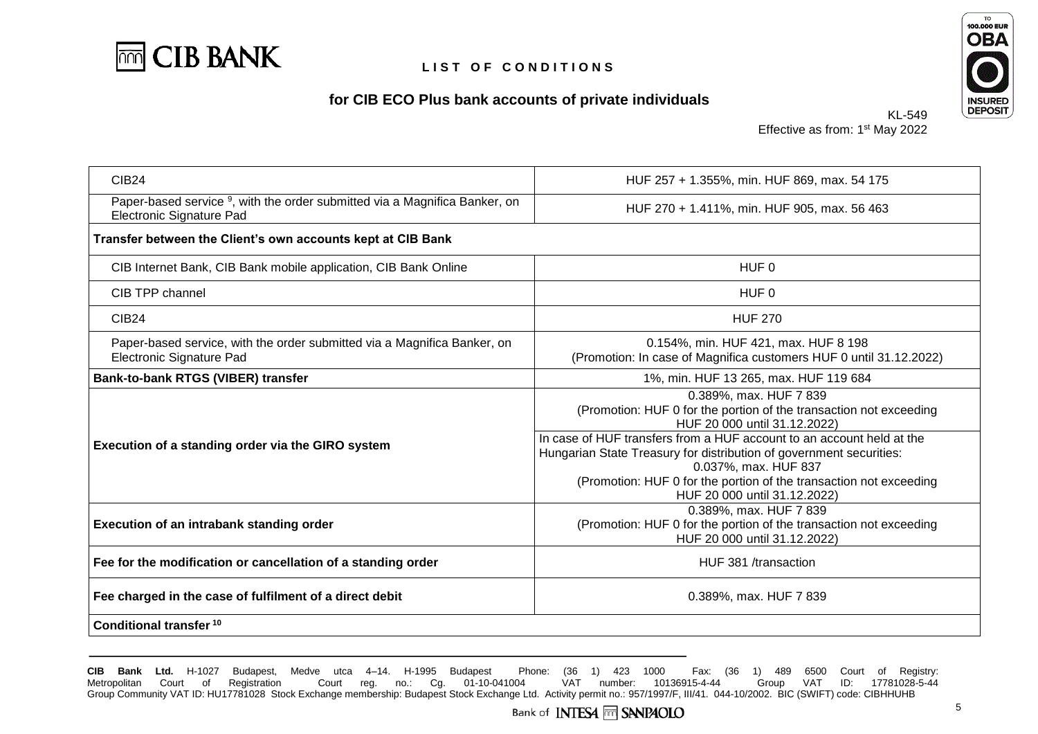# LIST OF CONDITIONS

## for CIB ECO Plus bank accounts of private individuals

KL-549
Effective as from: 1st May 2022

| | |
|---|---|
| CIB24 | HUF 257 + 1.355%, min. HUF 869, max. 54 175 |
| Paper-based service [9], with the order submitted via a Magnifica Banker, on Electronic Signature Pad | HUF 270 + 1.411%, min. HUF 905, max. 56 463 |
| **Transfer between the Client's own accounts kept at CIB Bank** | |
| CIB Internet Bank, CIB Bank mobile application, CIB Bank Online | HUF 0 |
| CIB TPP channel | HUF 0 |
| CIB24 | HUF 270 |
| Paper-based service, with the order submitted via a Magnifica Banker, on Electronic Signature Pad | 0.154%, min. HUF 421, max. HUF 8 198 (Promotion: In case of Magnifica customers HUF 0 until 31.12.2022) |
| **Bank-to-bank RTGS (VIBER) transfer** | 1%, min. HUF 13 265, max. HUF 119 684 |
| **Execution of a standing order via the GIRO system** | 0.389%, max. HUF 7 839 (Promotion: HUF 0 for the portion of the transaction not exceeding HUF 20 000 until 31.12.2022) |
| | In case of HUF transfers from a HUF account to an account held at the Hungarian State Treasury for distribution of government securities: 0.037%, max. HUF 837 (Promotion: HUF 0 for the portion of the transaction not exceeding HUF 20 000 until 31.12.2022) |
| **Execution of an intrabank standing order** | 0.389%, max. HUF 7 839 (Promotion: HUF 0 for the portion of the transaction not exceeding HUF 20 000 until 31.12.2022) |
| **Fee for the modification or cancellation of a standing order** | HUF 381 /transaction |
| **Fee charged in the case of fulfilment of a direct debit** | 0.389%, max. HUF 7 839 |
| **Conditional transfer [10]** | |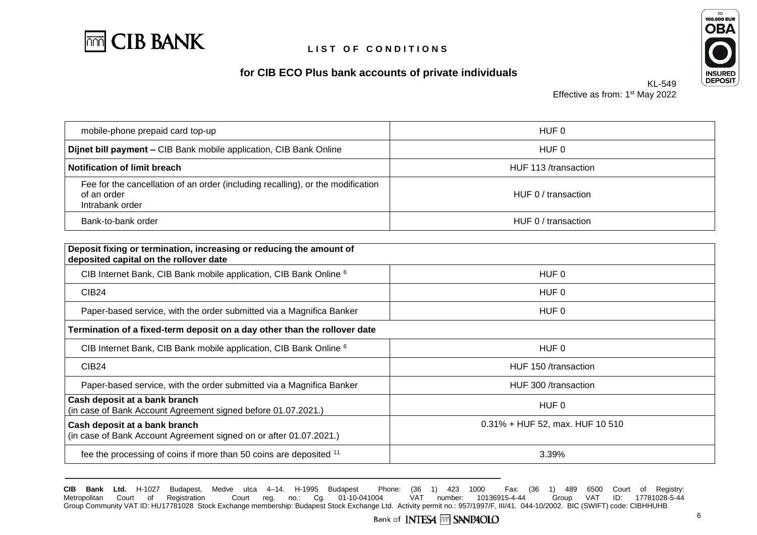**LIST OF CONDITIONS**

**for CIB ECO Plus bank accounts of private individuals**

KL-549
Effective as from: 1st May 2022

| | |
|---|---|
| mobile-phone prepaid card top-up | HUF 0 |
| **Díjnet bill payment –** CIB Bank mobile application, CIB Bank Online | HUF 0 |
| **Notification of limit breach** | HUF 113 /transaction |
| Fee for the cancellation of an order (including recalling), or the modification of an order<br>Intrabank order | HUF 0 / transaction |
| Bank-to-bank order | HUF 0 / transaction |

| | |
|---|---|
| **Deposit fixing or termination, increasing or reducing the amount of deposited capital on the rollover date** | |
| CIB Internet Bank, CIB Bank mobile application, CIB Bank Online [6] | HUF 0 |
| CIB24 | HUF 0 |
| Paper-based service, with the order submitted via a Magnifica Banker | HUF 0 |
| **Termination of a fixed-term deposit on a day other than the rollover date** | |
| CIB Internet Bank, CIB Bank mobile application, CIB Bank Online [6] | HUF 0 |
| CIB24 | HUF 150 /transaction |
| Paper-based service, with the order submitted via a Magnifica Banker | HUF 300 /transaction |
| **Cash deposit at a bank branch**<br>(in case of Bank Account Agreement signed before 01.07.2021.) | HUF 0 |
| **Cash deposit at a bank branch**<br>(in case of Bank Account Agreement signed on or after 01.07.2021.) | 0.31% + HUF 52, max. HUF 10 510 |
| fee the processing of coins if more than 50 coins are deposited [11] | 3.39% |

**CIB Bank Ltd.** H-1027 Budapest, Medve utca 4–14. H-1995 Budapest Phone: (36 1) 423 1000 Fax: (36 1) 489 6500 Court of Registry: Metropolitan Court of Registration Court reg. no.: Cg. 01-10-041004 VAT number: 10136915-4-44 Group VAT ID: 17781028-5-44 Group Community VAT ID: HU17781028 Stock Exchange membership: Budapest Stock Exchange Ltd. Activity permit no.: 957/1997/F, III/41. 044-10/2002. BIC (SWIFT) code: CIBHHUHB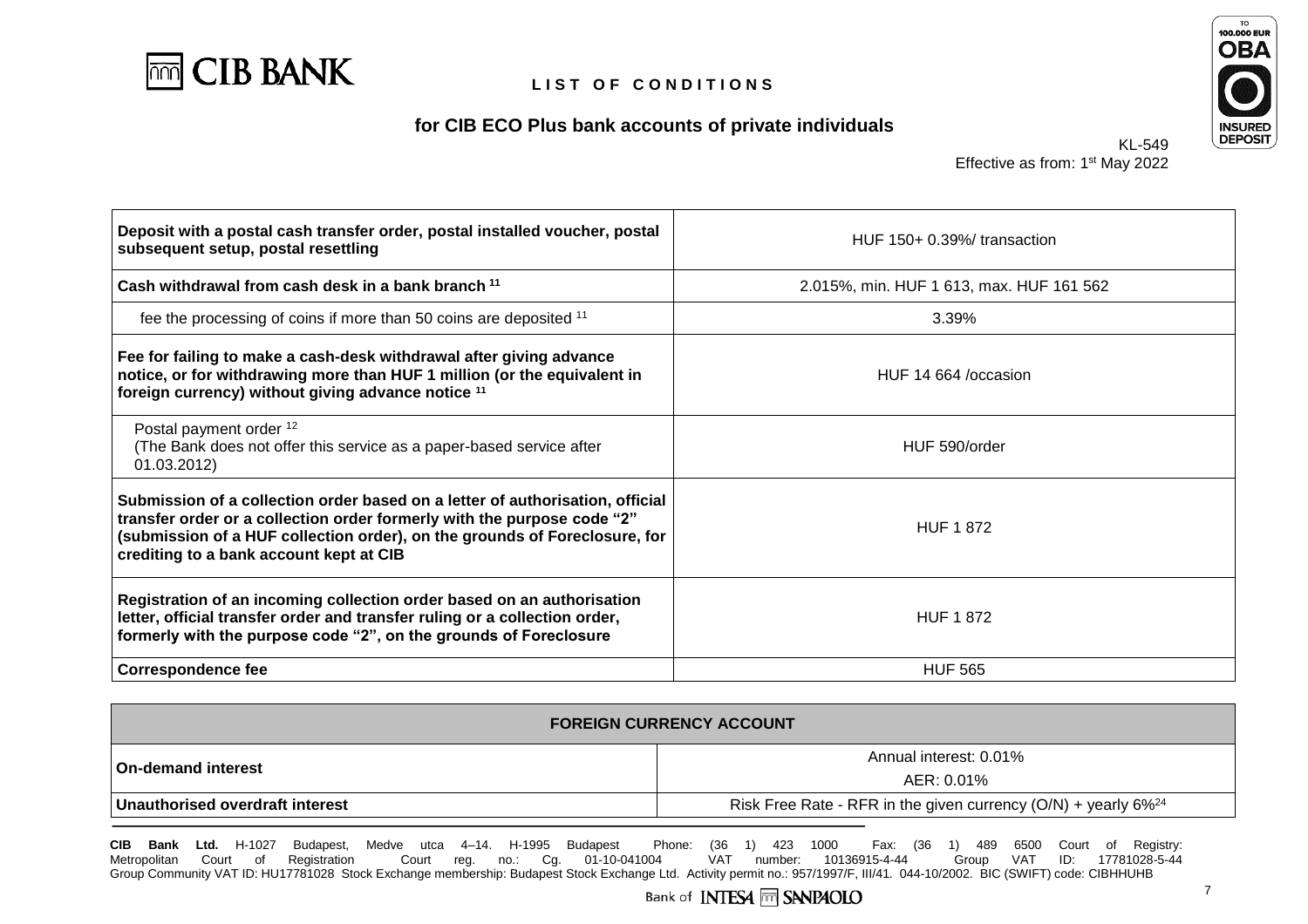**LIST OF CONDITIONS**

**for CIB ECO Plus bank accounts of private individuals**

KL-549
Effective as from: 1st May 2022

| | |
|---|---|
| **Deposit with a postal cash transfer order, postal installed voucher, postal subsequent setup, postal resettling** | HUF 150+ 0.39%/ transaction |
| **Cash withdrawal from cash desk in a bank branch** [11] | 2.015%, min. HUF 1 613, max. HUF 161 562 |
| fee the processing of coins if more than 50 coins are deposited [11] | 3.39% |
| **Fee for failing to make a cash-desk withdrawal after giving advance notice, or for withdrawing more than HUF 1 million (or the equivalent in foreign currency) without giving advance notice** [11] | HUF 14 664 /occasion |
| Postal payment order [12] (The Bank does not offer this service as a paper-based service after 01.03.2012) | HUF 590/order |
| **Submission of a collection order based on a letter of authorisation, official transfer order or a collection order formerly with the purpose code "2" (submission of a HUF collection order), on the grounds of Foreclosure, for crediting to a bank account kept at CIB** | HUF 1 872 |
| **Registration of an incoming collection order based on an authorisation letter, official transfer order and transfer ruling or a collection order, formerly with the purpose code "2", on the grounds of Foreclosure** | HUF 1 872 |
| **Correspondence fee** | HUF 565 |

| **FOREIGN CURRENCY ACCOUNT** | |
|---|---|
| **On-demand interest** | Annual interest: 0.01% AER: 0.01% |
| **Unauthorised overdraft interest** | Risk Free Rate - RFR in the given currency (O/N) + yearly 6%[24] |

**CIB Bank Ltd.** H-1027 Budapest, Medve utca 4–14. H-1995 Budapest Phone: (36 1) 423 1000 Fax: (36 1) 489 6500 Court of Registry: Metropolitan Court of Registration Court reg. no.: Cg. 01-10-041004 VAT number: 10136915-4-44 Group VAT ID: 17781028-5-44 Group Community VAT ID: HU17781028 Stock Exchange membership: Budapest Stock Exchange Ltd. Activity permit no.: 957/1997/F, III/41. 044-10/2002. BIC (SWIFT) code: CIBHHUHB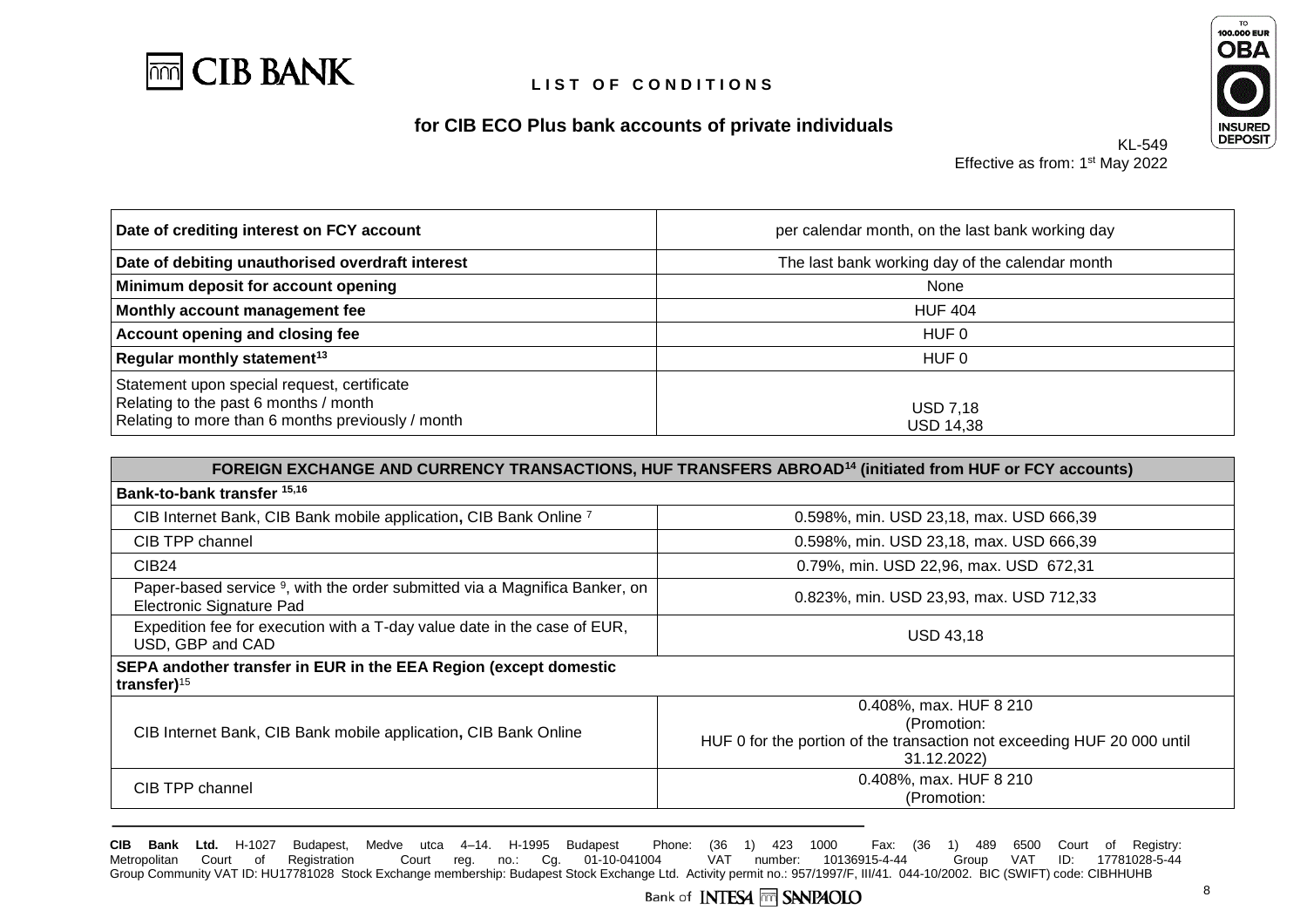# LIST OF CONDITIONS

## for CIB ECO Plus bank accounts of private individuals

KL-549
Effective as from: 1st May 2022

| | |
|---|---|
| **Date of crediting interest on FCY account** | per calendar month, on the last bank working day |
| **Date of debiting unauthorised overdraft interest** | The last bank working day of the calendar month |
| **Minimum deposit for account opening** | None |
| **Monthly account management fee** | HUF 404 |
| **Account opening and closing fee** | HUF 0 |
| **Regular monthly statement**[13] | HUF 0 |
| Statement upon special request, certificate<br>Relating to the past 6 months / month<br>Relating to more than 6 months previously / month | <br>USD 7,18<br>USD 14,38 |

| **FOREIGN EXCHANGE AND CURRENCY TRANSACTIONS, HUF TRANSFERS ABROAD**[14] **(initiated from HUF or FCY accounts)** | |
|---|---|
| **Bank-to-bank transfer** [15,16] | |
| CIB Internet Bank, CIB Bank mobile application, CIB Bank Online [7] | 0.598%, min. USD 23,18, max. USD 666,39 |
| CIB TPP channel | 0.598%, min. USD 23,18, max. USD 666,39 |
| CIB24 | 0.79%, min. USD 22,96, max. USD 672,31 |
| Paper-based service [9], with the order submitted via a Magnifica Banker, on Electronic Signature Pad | 0.823%, min. USD 23,93, max. USD 712,33 |
| Expedition fee for execution with a T-day value date in the case of EUR, USD, GBP and CAD | USD 43,18 |
| **SEPA andother transfer in EUR in the EEA Region (except domestic transfer)**[15] | |
| CIB Internet Bank, CIB Bank mobile application, CIB Bank Online | 0.408%, max. HUF 8 210<br>(Promotion:<br>HUF 0 for the portion of the transaction not exceeding HUF 20 000 until 31.12.2022) |
| CIB TPP channel | 0.408%, max. HUF 8 210<br>(Promotion: |

**CIB Bank Ltd.** H-1027 Budapest, Medve utca 4–14. H-1995 Budapest Phone: (36 1) 423 1000 Fax: (36 1) 489 6500 Court of Registry: Metropolitan Court of Registration Court reg. no.: Cg. 01-10-041004 VAT number: 10136915-4-44 Group VAT ID: 17781028-5-44 Group Community VAT ID: HU17781028 Stock Exchange membership: Budapest Stock Exchange Ltd. Activity permit no.: 957/1997/F, III/41. 044-10/2002. BIC (SWIFT) code: CIBHHUHB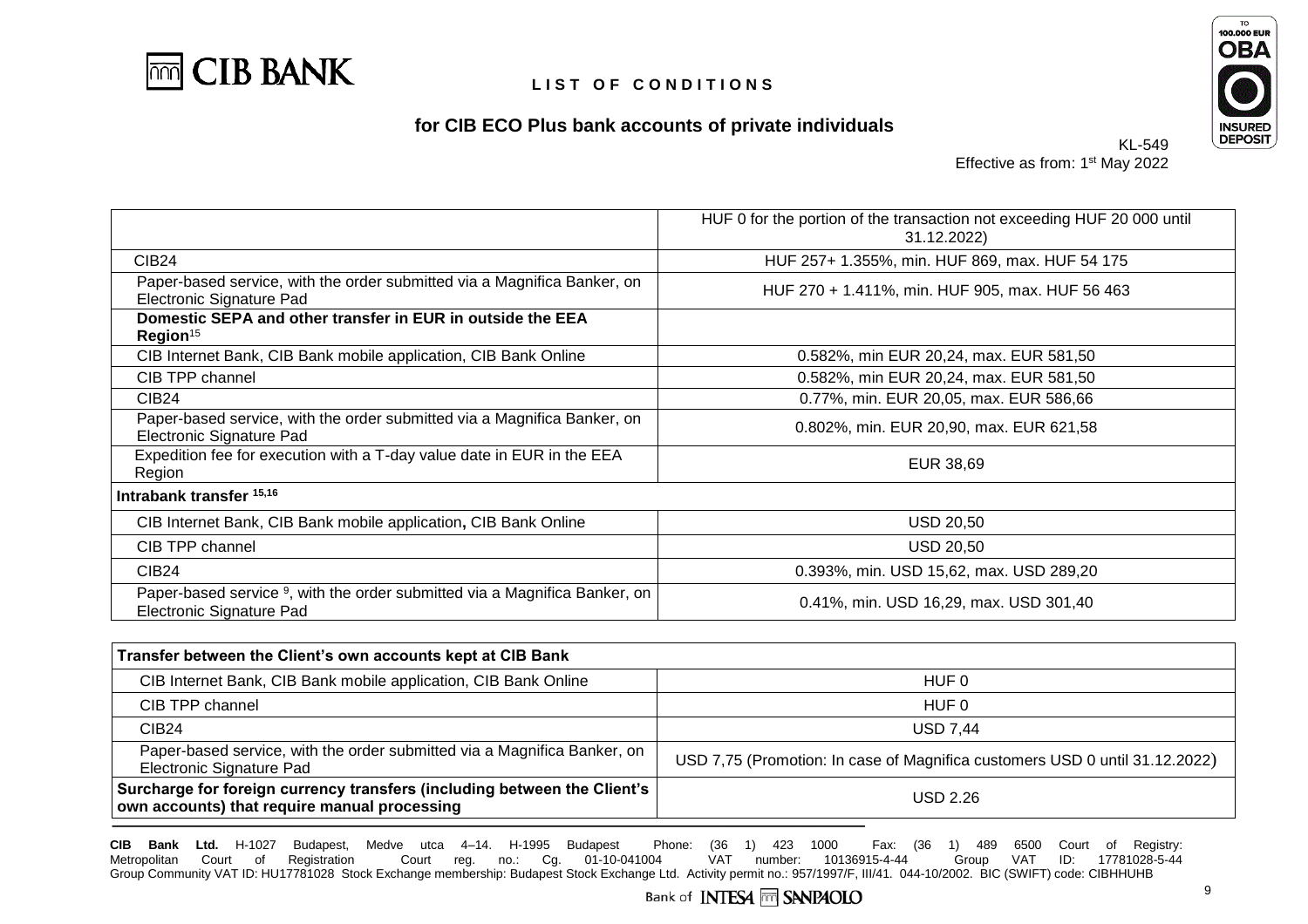# LIST OF CONDITIONS

## for CIB ECO Plus bank accounts of private individuals

KL-549
Effective as from: 1st May 2022

| | |
|---|---|
| | HUF 0 for the portion of the transaction not exceeding HUF 20 000 until 31.12.2022) |
| CIB24 | HUF 257+ 1.355%, min. HUF 869, max. HUF 54 175 |
| Paper-based service, with the order submitted via a Magnifica Banker, on Electronic Signature Pad | HUF 270 + 1.411%, min. HUF 905, max. HUF 56 463 |
| **Domestic SEPA and other transfer in EUR in outside the EEA Region**[15] | |
| CIB Internet Bank, CIB Bank mobile application, CIB Bank Online | 0.582%, min EUR 20,24, max. EUR 581,50 |
| CIB TPP channel | 0.582%, min EUR 20,24, max. EUR 581,50 |
| CIB24 | 0.77%, min. EUR 20,05, max. EUR 586,66 |
| Paper-based service, with the order submitted via a Magnifica Banker, on Electronic Signature Pad | 0.802%, min. EUR 20,90, max. EUR 621,58 |
| Expedition fee for execution with a T-day value date in EUR in the EEA Region | EUR 38,69 |
| **Intrabank transfer** [15,16] | |
| CIB Internet Bank, CIB Bank mobile application**,** CIB Bank Online | USD 20,50 |
| CIB TPP channel | USD 20,50 |
| CIB24 | 0.393%, min. USD 15,62, max. USD 289,20 |
| Paper-based service [9], with the order submitted via a Magnifica Banker, on Electronic Signature Pad | 0.41%, min. USD 16,29, max. USD 301,40 |

| **Transfer between the Client's own accounts kept at CIB Bank** | |
|---|---|
| CIB Internet Bank, CIB Bank mobile application, CIB Bank Online | HUF 0 |
| CIB TPP channel | HUF 0 |
| CIB24 | USD 7,44 |
| Paper-based service, with the order submitted via a Magnifica Banker, on Electronic Signature Pad | USD 7,75 (Promotion: In case of Magnifica customers USD 0 until 31.12.2022) |
| **Surcharge for foreign currency transfers (including between the Client's own accounts) that require manual processing** | USD 2.26 |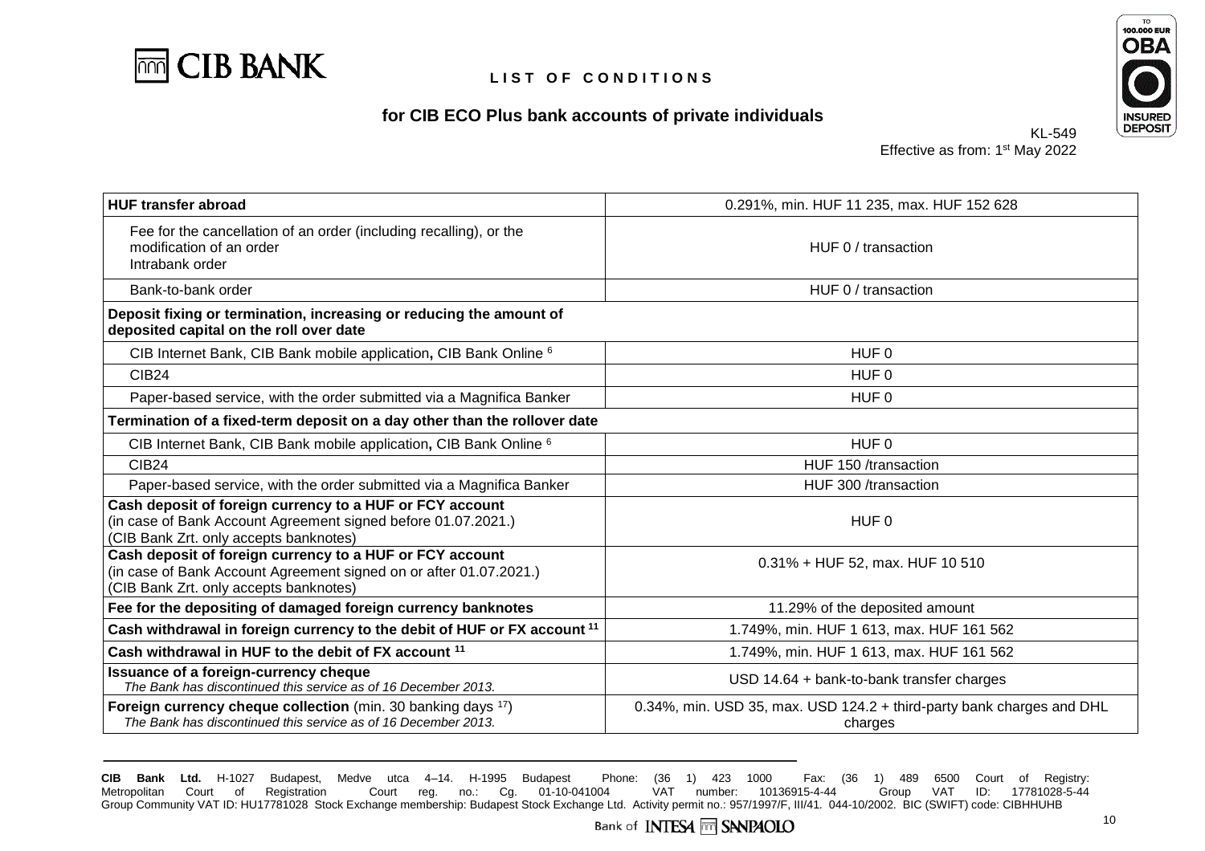# LIST OF CONDITIONS

## for CIB ECO Plus bank accounts of private individuals

KL-549
Effective as from: 1st May 2022

| **HUF transfer abroad** | 0.291%, min. HUF 11 235, max. HUF 152 628 |
|---|---|
| Fee for the cancellation of an order (including recalling), or the modification of an order<br>Intrabank order | HUF 0 / transaction |
| Bank-to-bank order | HUF 0 / transaction |
| **Deposit fixing or termination, increasing or reducing the amount of deposited capital on the roll over date** | |
| CIB Internet Bank, CIB Bank mobile application, CIB Bank Online [6] | HUF 0 |
| CIB24 | HUF 0 |
| Paper-based service, with the order submitted via a Magnifica Banker | HUF 0 |
| **Termination of a fixed-term deposit on a day other than the rollover date** | |
| CIB Internet Bank, CIB Bank mobile application, CIB Bank Online [6] | HUF 0 |
| CIB24 | HUF 150 /transaction |
| Paper-based service, with the order submitted via a Magnifica Banker | HUF 300 /transaction |
| **Cash deposit of foreign currency to a HUF or FCY account**<br>(in case of Bank Account Agreement signed before 01.07.2021.)<br>(CIB Bank Zrt. only accepts banknotes) | HUF 0 |
| **Cash deposit of foreign currency to a HUF or FCY account**<br>(in case of Bank Account Agreement signed on or after 01.07.2021.)<br>(CIB Bank Zrt. only accepts banknotes) | 0.31% + HUF 52, max. HUF 10 510 |
| **Fee for the depositing of damaged foreign currency banknotes** | 11.29% of the deposited amount |
| **Cash withdrawal in foreign currency to the debit of HUF or FX account [11]** | 1.749%, min. HUF 1 613, max. HUF 161 562 |
| **Cash withdrawal in HUF to the debit of FX account [11]** | 1.749%, min. HUF 1 613, max. HUF 161 562 |
| **Issuance of a foreign-currency cheque**<br>*The Bank has discontinued this service as of 16 December 2013.* | USD 14.64 + bank-to-bank transfer charges |
| **Foreign currency cheque collection** (min. 30 banking days [17])<br>*The Bank has discontinued this service as of 16 December 2013.* | 0.34%, min. USD 35, max. USD 124.2 + third-party bank charges and DHL charges |

**CIB Bank Ltd.** H-1027 Budapest, Medve utca 4–14. H-1995 Budapest Phone: (36 1) 423 1000 Fax: (36 1) 489 6500 Court of Registry: Metropolitan Court of Registration Court reg. no.: Cg. 01-10-041004 VAT number: 10136915-4-44 Group VAT ID: 17781028-5-44 Group Community VAT ID: HU17781028 Stock Exchange membership: Budapest Stock Exchange Ltd. Activity permit no.: 957/1997/F, III/41. 044-10/2002. BIC (SWIFT) code: CIBHHUHB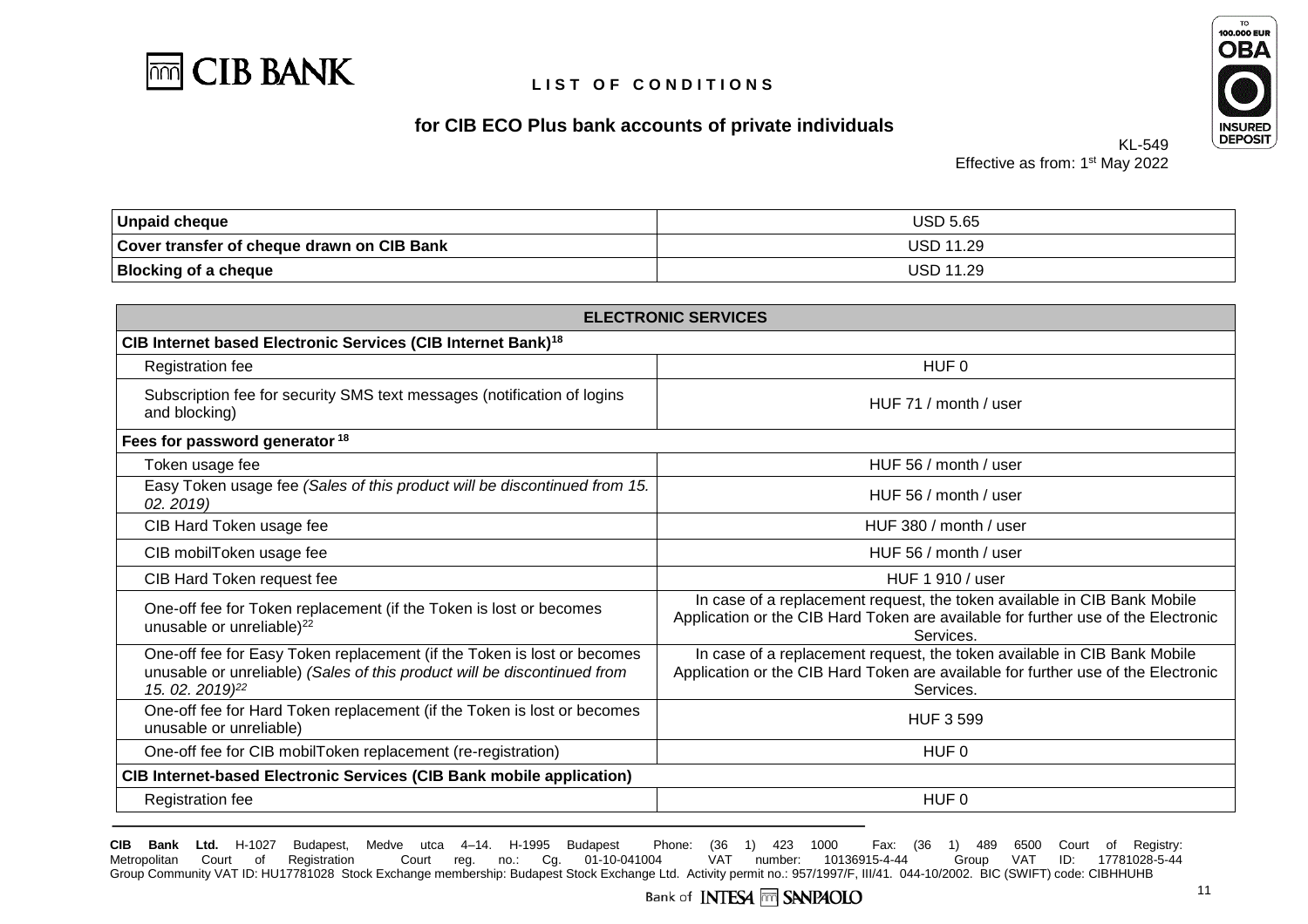| Unpaid cheque | USD 5.65 |
|---|---|
| **Cover transfer of cheque drawn on CIB Bank** | USD 11.29 |
| **Blocking of a cheque** | USD 11.29 |

| ELECTRONIC SERVICES | |
|---|---|
| **CIB Internet based Electronic Services (CIB Internet Bank)[18]** | |
| Registration fee | HUF 0 |
| Subscription fee for security SMS text messages (notification of logins and blocking) | HUF 71 / month / user |
| **Fees for password generator [18]** | |
| Token usage fee | HUF 56 / month / user |
| Easy Token usage fee *(Sales of this product will be discontinued from 15. 02. 2019)* | HUF 56 / month / user |
| CIB Hard Token usage fee | HUF 380 / month / user |
| CIB mobilToken usage fee | HUF 56 / month / user |
| CIB Hard Token request fee | HUF 1 910 / user |
| One-off fee for Token replacement (if the Token is lost or becomes unusable or unreliable)[22] | In case of a replacement request, the token available in CIB Bank Mobile Application or the CIB Hard Token are available for further use of the Electronic Services. |
| One-off fee for Easy Token replacement (if the Token is lost or becomes unusable or unreliable) *(Sales of this product will be discontinued from 15. 02. 2019)[22]* | In case of a replacement request, the token available in CIB Bank Mobile Application or the CIB Hard Token are available for further use of the Electronic Services. |
| One-off fee for Hard Token replacement (if the Token is lost or becomes unusable or unreliable) | HUF 3 599 |
| One-off fee for CIB mobilToken replacement (re-registration) | HUF 0 |
| **CIB Internet-based Electronic Services (CIB Bank mobile application)** | |
| Registration fee | HUF 0 |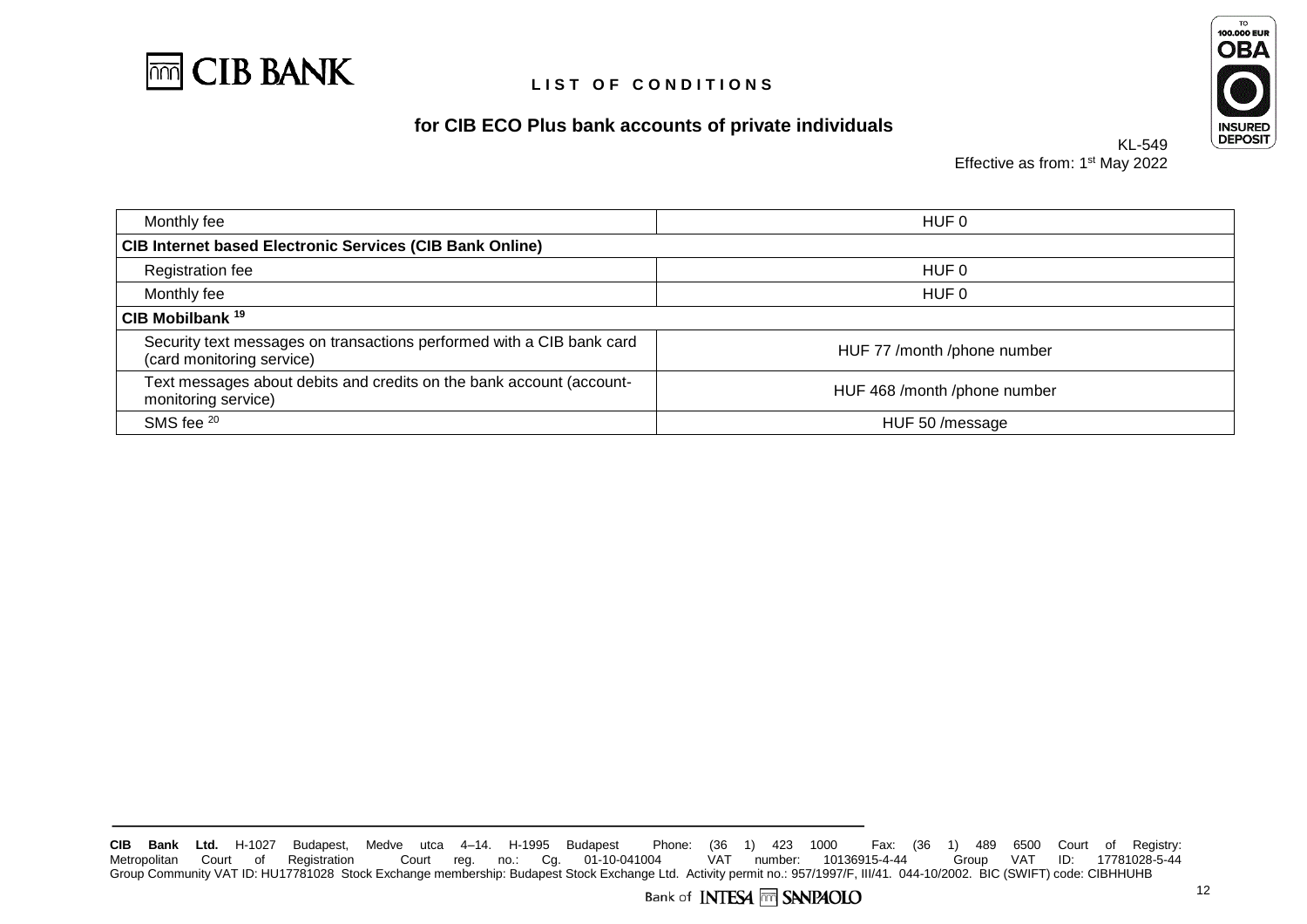| | |
|---|---|
| Monthly fee | HUF 0 |
| **CIB Internet based Electronic Services (CIB Bank Online)** | |
| Registration fee | HUF 0 |
| Monthly fee | HUF 0 |
| **CIB Mobilbank [19]** | |
| Security text messages on transactions performed with a CIB bank card (card monitoring service) | HUF 77 /month /phone number |
| Text messages about debits and credits on the bank account (account-monitoring service) | HUF 468 /month /phone number |
| SMS fee [20] | HUF 50 /message |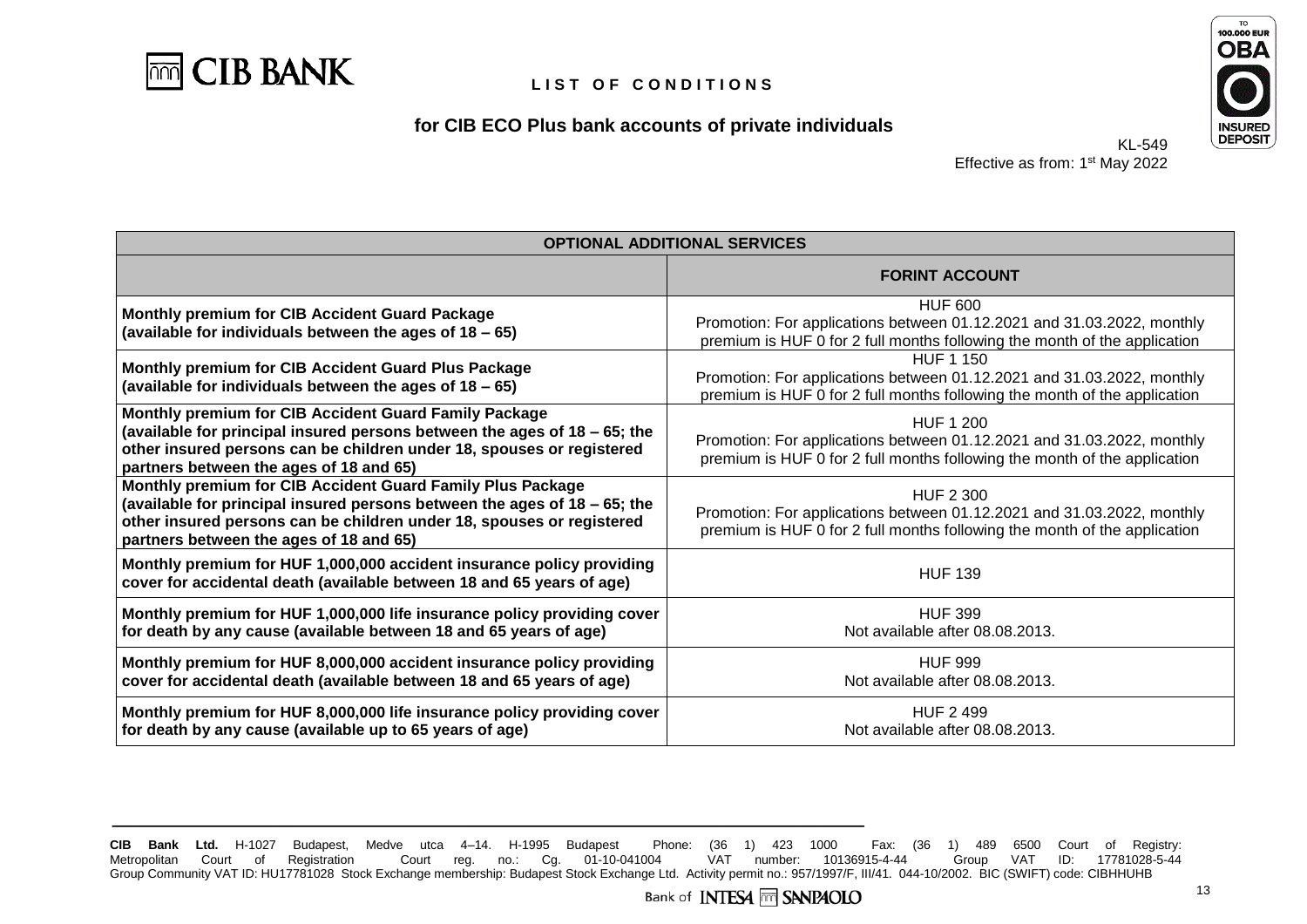**LIST OF CONDITIONS**

**for CIB ECO Plus bank accounts of private individuals**

KL-549
Effective as from: 1st May 2022

| OPTIONAL ADDITIONAL SERVICES | |
|---|---|
| | **FORINT ACCOUNT** |
| **Monthly premium for CIB Accident Guard Package (available for individuals between the ages of 18 – 65)** | HUF 600<br>Promotion: For applications between 01.12.2021 and 31.03.2022, monthly premium is HUF 0 for 2 full months following the month of the application |
| **Monthly premium for CIB Accident Guard Plus Package (available for individuals between the ages of 18 – 65)** | HUF 1 150<br>Promotion: For applications between 01.12.2021 and 31.03.2022, monthly premium is HUF 0 for 2 full months following the month of the application |
| **Monthly premium for CIB Accident Guard Family Package (available for principal insured persons between the ages of 18 – 65; the other insured persons can be children under 18, spouses or registered partners between the ages of 18 and 65)** | HUF 1 200<br>Promotion: For applications between 01.12.2021 and 31.03.2022, monthly premium is HUF 0 for 2 full months following the month of the application |
| **Monthly premium for CIB Accident Guard Family Plus Package (available for principal insured persons between the ages of 18 – 65; the other insured persons can be children under 18, spouses or registered partners between the ages of 18 and 65)** | HUF 2 300<br>Promotion: For applications between 01.12.2021 and 31.03.2022, monthly premium is HUF 0 for 2 full months following the month of the application |
| **Monthly premium for HUF 1,000,000 accident insurance policy providing cover for accidental death (available between 18 and 65 years of age)** | HUF 139 |
| **Monthly premium for HUF 1,000,000 life insurance policy providing cover for death by any cause (available between 18 and 65 years of age)** | HUF 399<br>Not available after 08.08.2013. |
| **Monthly premium for HUF 8,000,000 accident insurance policy providing cover for accidental death (available between 18 and 65 years of age)** | HUF 999<br>Not available after 08.08.2013. |
| **Monthly premium for HUF 8,000,000 life insurance policy providing cover for death by any cause (available up to 65 years of age)** | HUF 2 499<br>Not available after 08.08.2013. |

**CIB Bank Ltd.** H-1027 Budapest, Medve utca 4–14. H-1995 Budapest Phone: (36 1) 423 1000 Fax: (36 1) 489 6500 Court of Registry: Metropolitan Court of Registration Court reg. no.: Cg. 01-10-041004 VAT number: 10136915-4-44 Group VAT ID: 17781028-5-44 Group Community VAT ID: HU17781028 Stock Exchange membership: Budapest Stock Exchange Ltd. Activity permit no.: 957/1997/F, III/41. 044-10/2002. BIC (SWIFT) code: CIBHHUHB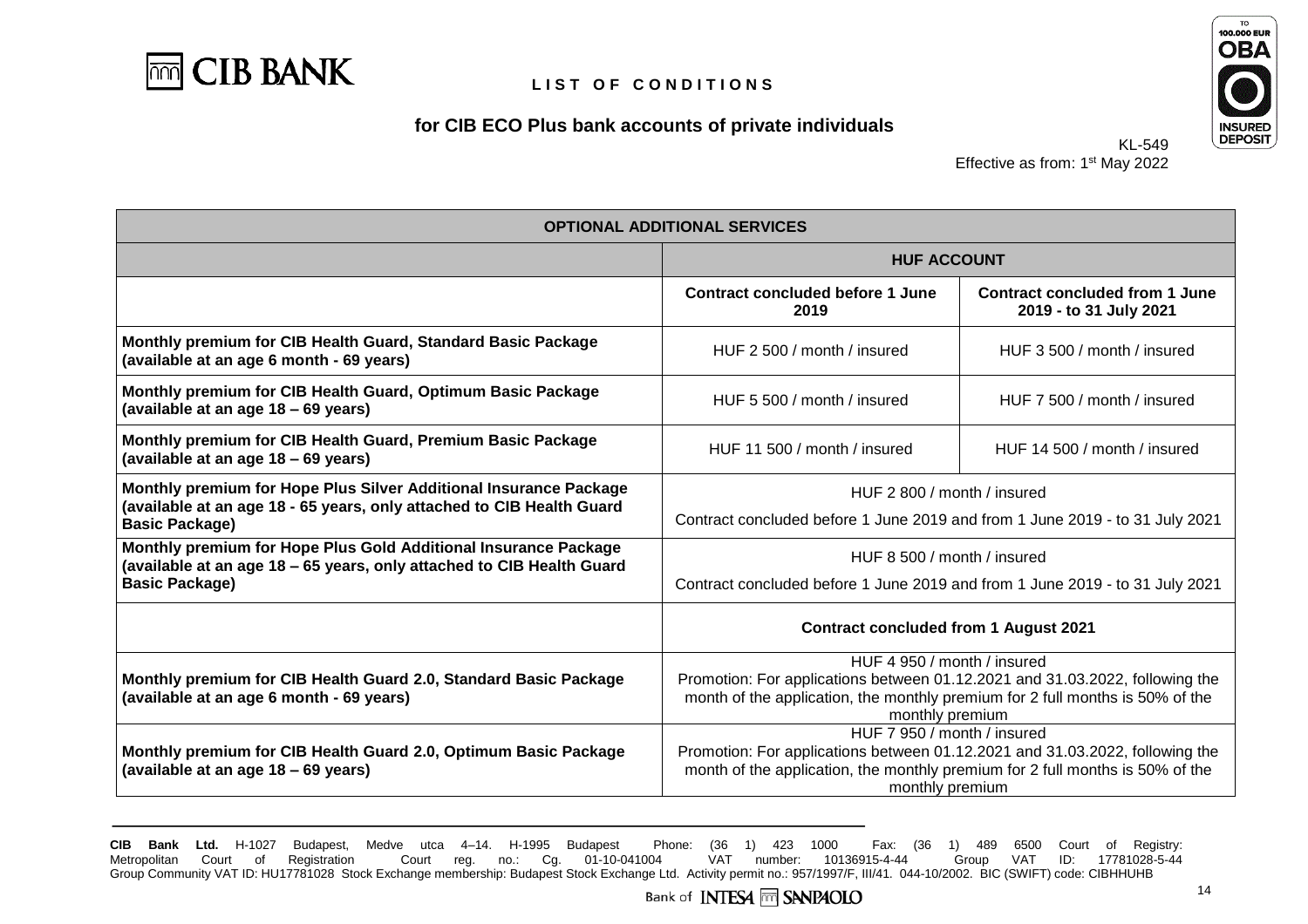# LIST OF CONDITIONS

## for CIB ECO Plus bank accounts of private individuals

KL-549
Effective as from: 1st May 2022

| OPTIONAL ADDITIONAL SERVICES | | |
|---|---|---|
| | **HUF ACCOUNT** | |
| | **Contract concluded before 1 June 2019** | **Contract concluded from 1 June 2019 - to 31 July 2021** |
| **Monthly premium for CIB Health Guard, Standard Basic Package (available at an age 6 month - 69 years)** | HUF 2 500 / month / insured | HUF 3 500 / month / insured |
| **Monthly premium for CIB Health Guard, Optimum Basic Package (available at an age 18 – 69 years)** | HUF 5 500 / month / insured | HUF 7 500 / month / insured |
| **Monthly premium for CIB Health Guard, Premium Basic Package (available at an age 18 – 69 years)** | HUF 11 500 / month / insured | HUF 14 500 / month / insured |
| **Monthly premium for Hope Plus Silver Additional Insurance Package (available at an age 18 - 65 years, only attached to CIB Health Guard Basic Package)** | HUF 2 800 / month / insured<br>Contract concluded before 1 June 2019 and from 1 June 2019 - to 31 July 2021 | |
| **Monthly premium for Hope Plus Gold Additional Insurance Package (available at an age 18 – 65 years, only attached to CIB Health Guard Basic Package)** | HUF 8 500 / month / insured<br>Contract concluded before 1 June 2019 and from 1 June 2019 - to 31 July 2021 | |
| | **Contract concluded from 1 August 2021** | |
| **Monthly premium for CIB Health Guard 2.0, Standard Basic Package (available at an age 6 month - 69 years)** | HUF 4 950 / month / insured<br>Promotion: For applications between 01.12.2021 and 31.03.2022, following the month of the application, the monthly premium for 2 full months is 50% of the monthly premium | |
| **Monthly premium for CIB Health Guard 2.0, Optimum Basic Package (available at an age 18 – 69 years)** | HUF 7 950 / month / insured<br>Promotion: For applications between 01.12.2021 and 31.03.2022, following the month of the application, the monthly premium for 2 full months is 50% of the monthly premium | |

**CIB Bank Ltd.** H-1027 Budapest, Medve utca 4–14. H-1995 Budapest Phone: (36 1) 423 1000 Fax: (36 1) 489 6500 Court of Registry: Metropolitan Court of Registration Court reg. no.: Cg. 01-10-041004 VAT number: 10136915-4-44 Group VAT ID: 17781028-5-44 Group Community VAT ID: HU17781028 Stock Exchange membership: Budapest Stock Exchange Ltd. Activity permit no.: 957/1997/F, III/41. 044-10/2002. BIC (SWIFT) code: CIBHHUHB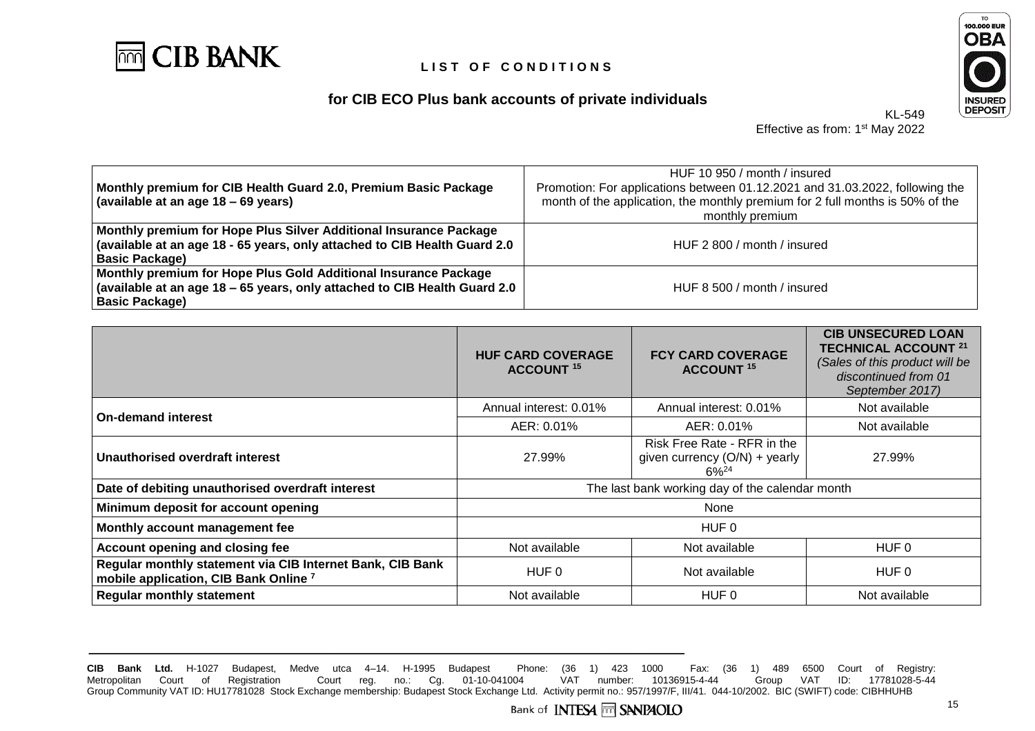# LIST OF CONDITIONS

## for CIB ECO Plus bank accounts of private individuals

KL-549
Effective as from: 1st May 2022

| | |
|---|---|
| **Monthly premium for CIB Health Guard 2.0, Premium Basic Package (available at an age 18 – 69 years)** | HUF 10 950 / month / insured<br>Promotion: For applications between 01.12.2021 and 31.03.2022, following the month of the application, the monthly premium for 2 full months is 50% of the monthly premium |
| **Monthly premium for Hope Plus Silver Additional Insurance Package (available at an age 18 - 65 years, only attached to CIB Health Guard 2.0 Basic Package)** | HUF 2 800 / month / insured |
| **Monthly premium for Hope Plus Gold Additional Insurance Package (available at an age 18 – 65 years, only attached to CIB Health Guard 2.0 Basic Package)** | HUF 8 500 / month / insured |

| | **HUF CARD COVERAGE ACCOUNT [15]** | **FCY CARD COVERAGE ACCOUNT [15]** | **CIB UNSECURED LOAN TECHNICAL ACCOUNT [21]** *(Sales of this product will be discontinued from 01 September 2017)* |
|---|---|---|---|
| **On-demand interest** | Annual interest: 0.01% | Annual interest: 0.01% | Not available |
| | AER: 0.01% | AER: 0.01% | Not available |
| **Unauthorised overdraft interest** | 27.99% | Risk Free Rate - RFR in the given currency (O/N) + yearly 6%[24] | 27.99% |
| **Date of debiting unauthorised overdraft interest** | The last bank working day of the calendar month | | |
| **Minimum deposit for account opening** | None | | |
| **Monthly account management fee** | HUF 0 | | |
| **Account opening and closing fee** | Not available | Not available | HUF 0 |
| **Regular monthly statement via CIB Internet Bank, CIB Bank mobile application, CIB Bank Online [7]** | HUF 0 | Not available | HUF 0 |
| **Regular monthly statement** | Not available | HUF 0 | Not available |

**CIB Bank Ltd.** H-1027 Budapest, Medve utca 4–14. H-1995 Budapest Phone: (36 1) 423 1000 Fax: (36 1) 489 6500 Court of Registry: Metropolitan Court of Registration Court reg. no.: Cg. 01-10-041004 VAT number: 10136915-4-44 Group VAT ID: 17781028-5-44 Group Community VAT ID: HU17781028 Stock Exchange membership: Budapest Stock Exchange Ltd. Activity permit no.: 957/1997/F, III/41. 044-10/2002. BIC (SWIFT) code: CIBHHUHB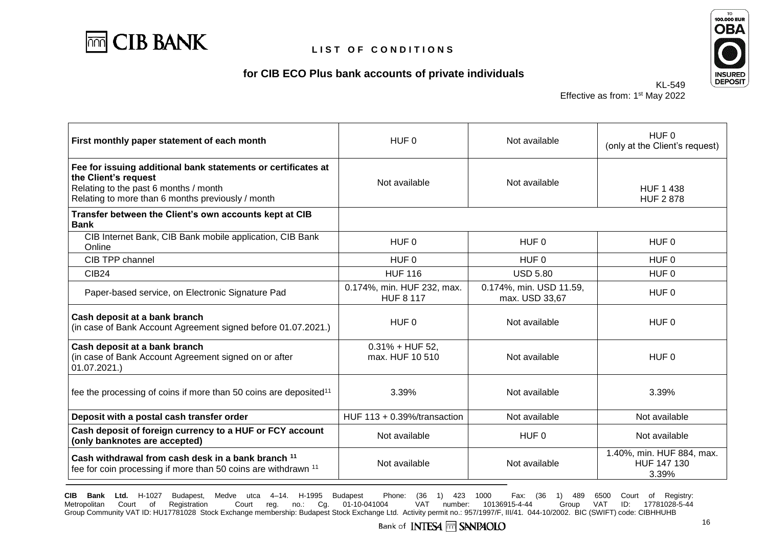# LIST OF CONDITIONS

## for CIB ECO Plus bank accounts of private individuals

KL-549
Effective as from: 1st May 2022

| | | | |
|---|---|---|---|
| **First monthly paper statement of each month** | HUF 0 | Not available | HUF 0 (only at the Client's request) |
| **Fee for issuing additional bank statements or certificates at the Client's request**<br>Relating to the past 6 months / month<br>Relating to more than 6 months previously / month | Not available | Not available | HUF 1 438<br>HUF 2 878 |
| **Transfer between the Client's own accounts kept at CIB Bank** | | | |
| CIB Internet Bank, CIB Bank mobile application, CIB Bank Online | HUF 0 | HUF 0 | HUF 0 |
| CIB TPP channel | HUF 0 | HUF 0 | HUF 0 |
| CIB24 | HUF 116 | USD 5.80 | HUF 0 |
| Paper-based service, on Electronic Signature Pad | 0.174%, min. HUF 232, max. HUF 8 117 | 0.174%, min. USD 11.59, max. USD 33,67 | HUF 0 |
| **Cash deposit at a bank branch**<br>(in case of Bank Account Agreement signed before 01.07.2021.) | HUF 0 | Not available | HUF 0 |
| **Cash deposit at a bank branch**<br>(in case of Bank Account Agreement signed on or after 01.07.2021.) | 0.31% + HUF 52, max. HUF 10 510 | Not available | HUF 0 |
| fee the processing of coins if more than 50 coins are deposited[11] | 3.39% | Not available | 3.39% |
| **Deposit with a postal cash transfer order** | HUF 113 + 0.39%/transaction | Not available | Not available |
| **Cash deposit of foreign currency to a HUF or FCY account (only banknotes are accepted)** | Not available | HUF 0 | Not available |
| **Cash withdrawal from cash desk in a bank branch** [11]<br>fee for coin processing if more than 50 coins are withdrawn [11] | Not available | Not available | 1.40%, min. HUF 884, max. HUF 147 130<br>3.39% |

**CIB Bank Ltd.** H-1027 Budapest, Medve utca 4–14. H-1995 Budapest Phone: (36 1) 423 1000 Fax: (36 1) 489 6500 Court of Registry: Metropolitan Court of Registration Court reg. no.: Cg. 01-10-041004 VAT number: 10136915-4-44 Group VAT ID: 17781028-5-44 Group Community VAT ID: HU17781028 Stock Exchange membership: Budapest Stock Exchange Ltd. Activity permit no.: 957/1997/F, III/41. 044-10/2002. BIC (SWIFT) code: CIBHHUHB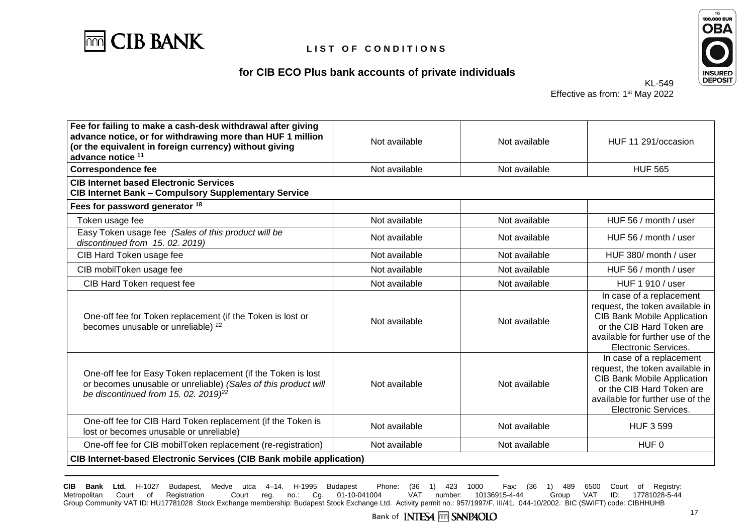# LIST OF CONDITIONS

## for CIB ECO Plus bank accounts of private individuals

KL-549
Effective as from: 1st May 2022

| | | | |
|---|---|---|---|
| **Fee for failing to make a cash-desk withdrawal after giving advance notice, or for withdrawing more than HUF 1 million (or the equivalent in foreign currency) without giving advance notice** [11] | Not available | Not available | HUF 11 291/occasion |
| **Correspondence fee** | Not available | Not available | HUF 565 |
| **CIB Internet based Electronic Services CIB Internet Bank – Compulsory Supplementary Service** | | | |
| **Fees for password generator** [18] | | | |
| Token usage fee | Not available | Not available | HUF 56 / month / user |
| Easy Token usage fee *(Sales of this product will be discontinued from 15. 02. 2019)* | Not available | Not available | HUF 56 / month / user |
| CIB Hard Token usage fee | Not available | Not available | HUF 380/ month / user |
| CIB mobilToken usage fee | Not available | Not available | HUF 56 / month / user |
| CIB Hard Token request fee | Not available | Not available | HUF 1 910 / user |
| One-off fee for Token replacement (if the Token is lost or becomes unusable or unreliable) [22] | Not available | Not available | In case of a replacement request, the token available in CIB Bank Mobile Application or the CIB Hard Token are available for further use of the Electronic Services. |
| One-off fee for Easy Token replacement (if the Token is lost or becomes unusable or unreliable) *(Sales of this product will be discontinued from 15. 02. 2019)*[22] | Not available | Not available | In case of a replacement request, the token available in CIB Bank Mobile Application or the CIB Hard Token are available for further use of the Electronic Services. |
| One-off fee for CIB Hard Token replacement (if the Token is lost or becomes unusable or unreliable) | Not available | Not available | HUF 3 599 |
| One-off fee for CIB mobilToken replacement (re-registration) | Not available | Not available | HUF 0 |
| **CIB Internet-based Electronic Services (CIB Bank mobile application)** | | | |

**CIB Bank Ltd.** H-1027 Budapest, Medve utca 4–14. H-1995 Budapest Phone: (36 1) 423 1000 Fax: (36 1) 489 6500 Court of Registry: Metropolitan Court of Registration Court reg. no.: Cg. 01-10-041004 VAT number: 10136915-4-44 Group VAT ID: 17781028-5-44 Group Community VAT ID: HU17781028 Stock Exchange membership: Budapest Stock Exchange Ltd. Activity permit no.: 957/1997/F, III/41. 044-10/2002. BIC (SWIFT) code: CIBHHUHB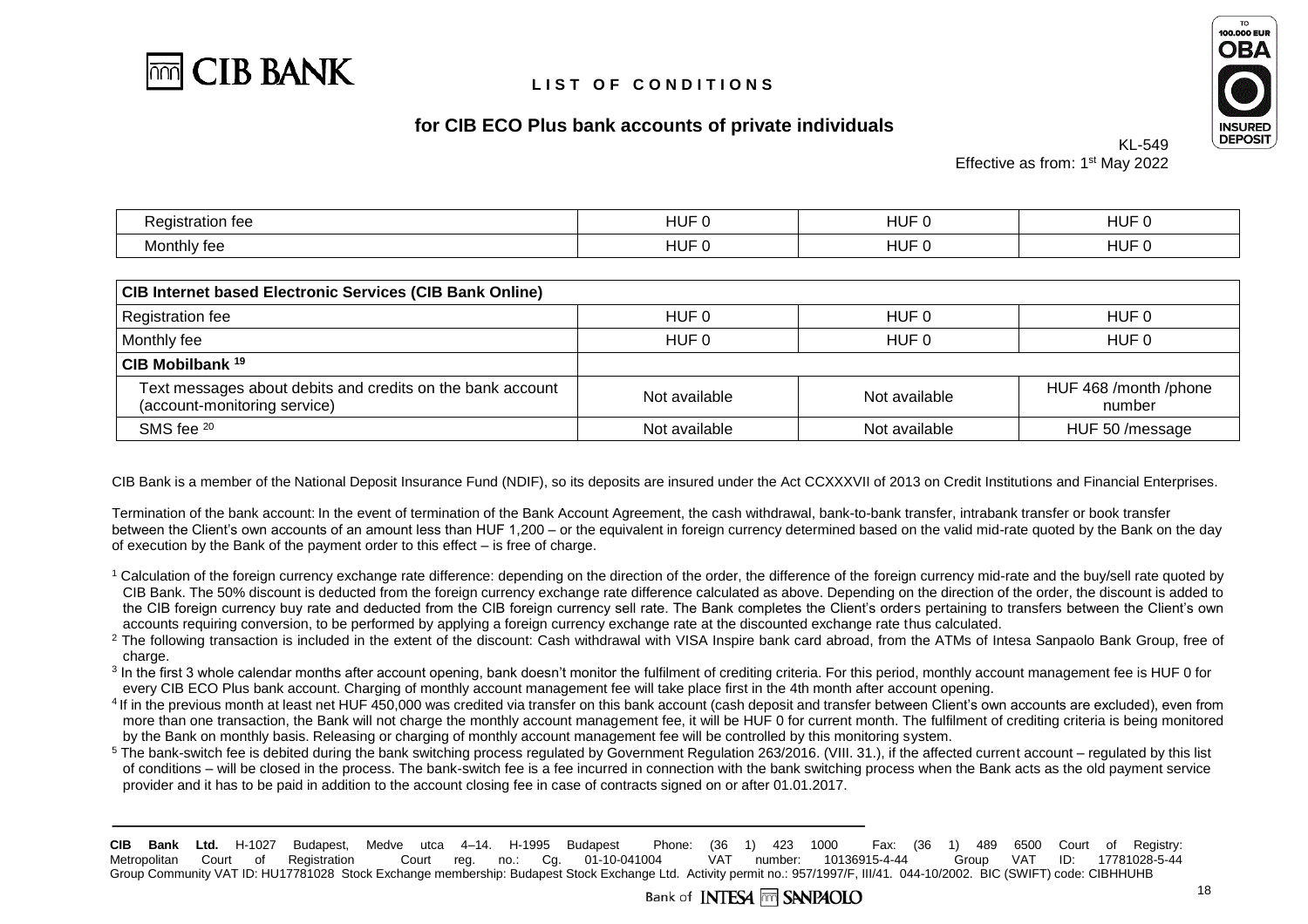# LIST OF CONDITIONS

## for CIB ECO Plus bank accounts of private individuals

KL-549
Effective as from: 1st May 2022

| Registration fee | HUF 0 | HUF 0 | HUF 0 |
|---|---|---|---|
| Monthly fee | HUF 0 | HUF 0 | HUF 0 |

| **CIB Internet based Electronic Services (CIB Bank Online)** | | | |
|---|---|---|---|
| Registration fee | HUF 0 | HUF 0 | HUF 0 |
| Monthly fee | HUF 0 | HUF 0 | HUF 0 |
| **CIB Mobilbank [19]** | | | |
| Text messages about debits and credits on the bank account (account-monitoring service) | Not available | Not available | HUF 468 /month /phone number |
| SMS fee [20] | Not available | Not available | HUF 50 /message |

CIB Bank is a member of the National Deposit Insurance Fund (NDIF), so its deposits are insured under the Act CCXXXVII of 2013 on Credit Institutions and Financial Enterprises.

Termination of the bank account: In the event of termination of the Bank Account Agreement, the cash withdrawal, bank-to-bank transfer, intrabank transfer or book transfer between the Client's own accounts of an amount less than HUF 1,200 – or the equivalent in foreign currency determined based on the valid mid-rate quoted by the Bank on the day of execution by the Bank of the payment order to this effect – is free of charge.

[1] Calculation of the foreign currency exchange rate difference: depending on the direction of the order, the difference of the foreign currency mid-rate and the buy/sell rate quoted by CIB Bank. The 50% discount is deducted from the foreign currency exchange rate difference calculated as above. Depending on the direction of the order, the discount is added to the CIB foreign currency buy rate and deducted from the CIB foreign currency sell rate. The Bank completes the Client's orders pertaining to transfers between the Client's own accounts requiring conversion, to be performed by applying a foreign currency exchange rate at the discounted exchange rate thus calculated.

[2] The following transaction is included in the extent of the discount: Cash withdrawal with VISA Inspire bank card abroad, from the ATMs of Intesa Sanpaolo Bank Group, free of charge.

[3] In the first 3 whole calendar months after account opening, bank doesn't monitor the fulfilment of crediting criteria. For this period, monthly account management fee is HUF 0 for every CIB ECO Plus bank account. Charging of monthly account management fee will take place first in the 4th month after account opening.

[4] If in the previous month at least net HUF 450,000 was credited via transfer on this bank account (cash deposit and transfer between Client's own accounts are excluded), even from more than one transaction, the Bank will not charge the monthly account management fee, it will be HUF 0 for current month. The fulfilment of crediting criteria is being monitored by the Bank on monthly basis. Releasing or charging of monthly account management fee will be controlled by this monitoring system.

[5] The bank-switch fee is debited during the bank switching process regulated by Government Regulation 263/2016. (VIII. 31.), if the affected current account – regulated by this list of conditions – will be closed in the process. The bank-switch fee is a fee incurred in connection with the bank switching process when the Bank acts as the old payment service provider and it has to be paid in addition to the account closing fee in case of contracts signed on or after 01.01.2017.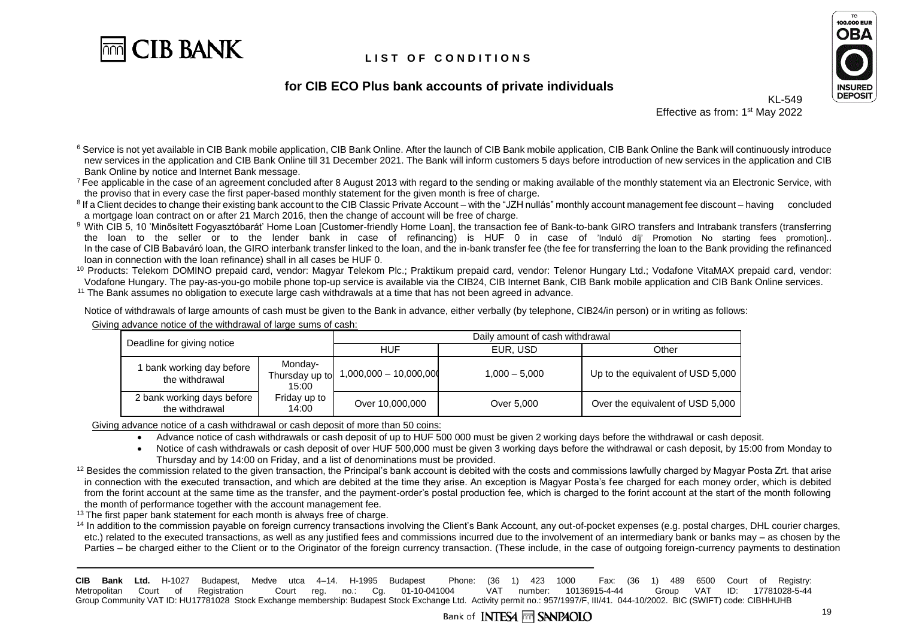[6] Service is not yet available in CIB Bank mobile application, CIB Bank Online. After the launch of CIB Bank mobile application, CIB Bank Online the Bank will continuously introduce new services in the application and CIB Bank Online till 31 December 2021. The Bank will inform customers 5 days before introduction of new services in the application and CIB Bank Online by notice and Internet Bank message.

[7] Fee applicable in the case of an agreement concluded after 8 August 2013 with regard to the sending or making available of the monthly statement via an Electronic Service, with the proviso that in every case the first paper-based monthly statement for the given month is free of charge.

[8] If a Client decides to change their existing bank account to the CIB Classic Private Account – with the "JZH nullás" monthly account management fee discount – having concluded a mortgage loan contract on or after 21 March 2016, then the change of account will be free of charge.

[9] With CIB 5, 10 'Minősített Fogyasztóbarát' Home Loan [Customer-friendly Home Loan], the transaction fee of Bank-to-bank GIRO transfers and Intrabank transfers (transferring the loan to the seller or to the lender bank in case of refinancing) is HUF 0 in case of 'Induló díj' Promotion No starting fees promotion].. In the case of CIB Babaváró loan, the GIRO interbank transfer linked to the loan, and the in-bank transfer fee (the fee for transferring the loan to the Bank providing the refinanced loan in connection with the loan refinance) shall in all cases be HUF 0.

[10] Products: Telekom DOMINO prepaid card, vendor: Magyar Telekom Plc.; Praktikum prepaid card, vendor: Telenor Hungary Ltd.; Vodafone VitaMAX prepaid card, vendor: Vodafone Hungary. The pay-as-you-go mobile phone top-up service is available via the CIB24, CIB Internet Bank, CIB Bank mobile application and CIB Bank Online services.

[11] The Bank assumes no obligation to execute large cash withdrawals at a time that has not been agreed in advance.

Notice of withdrawals of large amounts of cash must be given to the Bank in advance, either verbally (by telephone, CIB24/in person) or in writing as follows:

Giving advance notice of the withdrawal of large sums of cash:

| Deadline for giving notice | | Daily amount of cash withdrawal | | |
|---|---|---|---|---|
| | | HUF | EUR, USD | Other |
| 1 bank working day before the withdrawal | Monday-Thursday up to 15:00 | 1,000,000 – 10,000,000 | 1,000 – 5,000 | Up to the equivalent of USD 5,000 |
| 2 bank working days before the withdrawal | Friday up to 14:00 | Over 10,000,000 | Over 5,000 | Over the equivalent of USD 5,000 |

Giving advance notice of a cash withdrawal or cash deposit of more than 50 coins:

- Advance notice of cash withdrawals or cash deposit of up to HUF 500 000 must be given 2 working days before the withdrawal or cash deposit.
- Notice of cash withdrawals or cash deposit of over HUF 500,000 must be given 3 working days before the withdrawal or cash deposit, by 15:00 from Monday to Thursday and by 14:00 on Friday, and a list of denominations must be provided.

[12] Besides the commission related to the given transaction, the Principal's bank account is debited with the costs and commissions lawfully charged by Magyar Posta Zrt. that arise in connection with the executed transaction, and which are debited at the time they arise. An exception is Magyar Posta's fee charged for each money order, which is debited from the forint account at the same time as the transfer, and the payment-order's postal production fee, which is charged to the forint account at the start of the month following the month of performance together with the account management fee.

[13] The first paper bank statement for each month is always free of charge.

[14] In addition to the commission payable on foreign currency transactions involving the Client's Bank Account, any out-of-pocket expenses (e.g. postal charges, DHL courier charges, etc.) related to the executed transactions, as well as any justified fees and commissions incurred due to the involvement of an intermediary bank or banks may – as chosen by the Parties – be charged either to the Client or to the Originator of the foreign currency transaction. (These include, in the case of outgoing foreign-currency payments to destination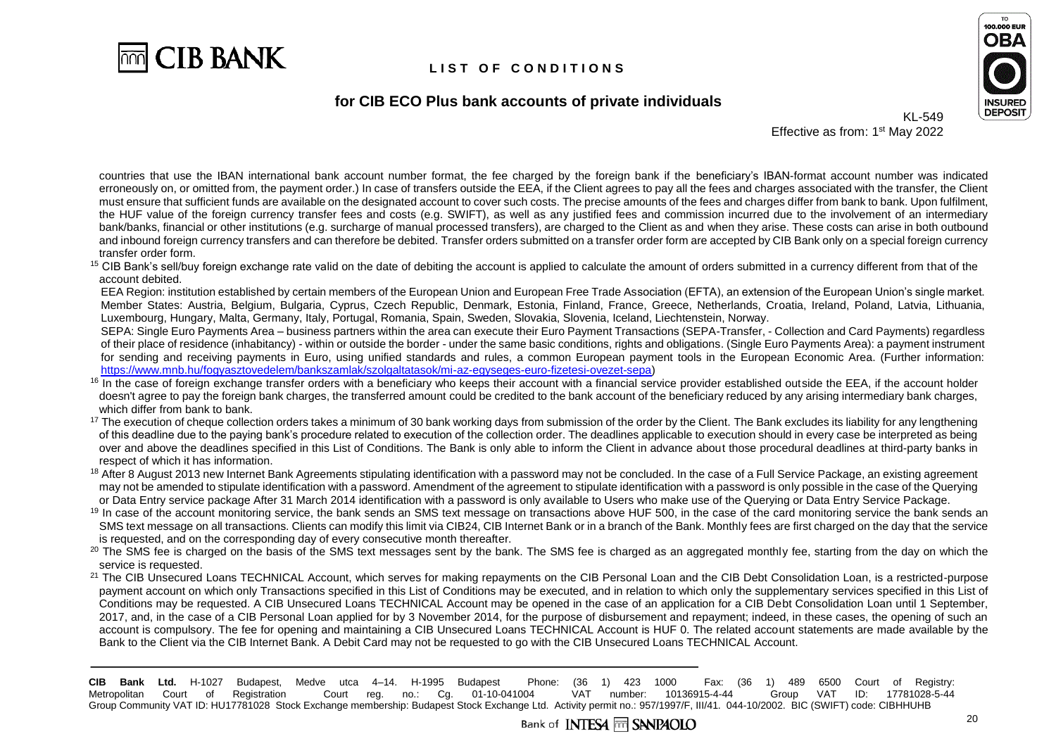countries that use the IBAN international bank account number format, the fee charged by the foreign bank if the beneficiary's IBAN-format account number was indicated erroneously on, or omitted from, the payment order.) In case of transfers outside the EEA, if the Client agrees to pay all the fees and charges associated with the transfer, the Client must ensure that sufficient funds are available on the designated account to cover such costs. The precise amounts of the fees and charges differ from bank to bank. Upon fulfilment, the HUF value of the foreign currency transfer fees and costs (e.g. SWIFT), as well as any justified fees and commission incurred due to the involvement of an intermediary bank/banks, financial or other institutions (e.g. surcharge of manual processed transfers), are charged to the Client as and when they arise. These costs can arise in both outbound and inbound foreign currency transfers and can therefore be debited. Transfer orders submitted on a transfer order form are accepted by CIB Bank only on a special foreign currency transfer order form.

[15] CIB Bank's sell/buy foreign exchange rate valid on the date of debiting the account is applied to calculate the amount of orders submitted in a currency different from that of the account debited.

EEA Region: institution established by certain members of the European Union and European Free Trade Association (EFTA), an extension of the European Union's single market. Member States: Austria, Belgium, Bulgaria, Cyprus, Czech Republic, Denmark, Estonia, Finland, France, Greece, Netherlands, Croatia, Ireland, Poland, Latvia, Lithuania, Luxembourg, Hungary, Malta, Germany, Italy, Portugal, Romania, Spain, Sweden, Slovakia, Slovenia, Iceland, Liechtenstein, Norway.

SEPA: Single Euro Payments Area – business partners within the area can execute their Euro Payment Transactions (SEPA-Transfer, - Collection and Card Payments) regardless of their place of residence (inhabitancy) - within or outside the border - under the same basic conditions, rights and obligations. (Single Euro Payments Area): a payment instrument for sending and receiving payments in Euro, using unified standards and rules, a common European payment tools in the European Economic Area. (Further information: https://www.mnb.hu/fogyasztovedelem/bankszamlak/szolgaltatasok/mi-az-egyseges-euro-fizetesi-ovezet-sepa)

[16] In the case of foreign exchange transfer orders with a beneficiary who keeps their account with a financial service provider established outside the EEA, if the account holder doesn't agree to pay the foreign bank charges, the transferred amount could be credited to the bank account of the beneficiary reduced by any arising intermediary bank charges, which differ from bank to bank.

[17] The execution of cheque collection orders takes a minimum of 30 bank working days from submission of the order by the Client. The Bank excludes its liability for any lengthening of this deadline due to the paying bank's procedure related to execution of the collection order. The deadlines applicable to execution should in every case be interpreted as being over and above the deadlines specified in this List of Conditions. The Bank is only able to inform the Client in advance about those procedural deadlines at third-party banks in respect of which it has information.

[18] After 8 August 2013 new Internet Bank Agreements stipulating identification with a password may not be concluded. In the case of a Full Service Package, an existing agreement may not be amended to stipulate identification with a password. Amendment of the agreement to stipulate identification with a password is only possible in the case of the Querying or Data Entry service package After 31 March 2014 identification with a password is only available to Users who make use of the Querying or Data Entry Service Package.

[19] In case of the account monitoring service, the bank sends an SMS text message on transactions above HUF 500, in the case of the card monitoring service the bank sends an SMS text message on all transactions. Clients can modify this limit via CIB24, CIB Internet Bank or in a branch of the Bank. Monthly fees are first charged on the day that the service is requested, and on the corresponding day of every consecutive month thereafter.

[20] The SMS fee is charged on the basis of the SMS text messages sent by the bank. The SMS fee is charged as an aggregated monthly fee, starting from the day on which the service is requested.

[21] The CIB Unsecured Loans TECHNICAL Account, which serves for making repayments on the CIB Personal Loan and the CIB Debt Consolidation Loan, is a restricted-purpose payment account on which only Transactions specified in this List of Conditions may be executed, and in relation to which only the supplementary services specified in this List of Conditions may be requested. A CIB Unsecured Loans TECHNICAL Account may be opened in the case of an application for a CIB Debt Consolidation Loan until 1 September, 2017, and, in the case of a CIB Personal Loan applied for by 3 November 2014, for the purpose of disbursement and repayment; indeed, in these cases, the opening of such an account is compulsory. The fee for opening and maintaining a CIB Unsecured Loans TECHNICAL Account is HUF 0. The related account statements are made available by the Bank to the Client via the CIB Internet Bank. A Debit Card may not be requested to go with the CIB Unsecured Loans TECHNICAL Account.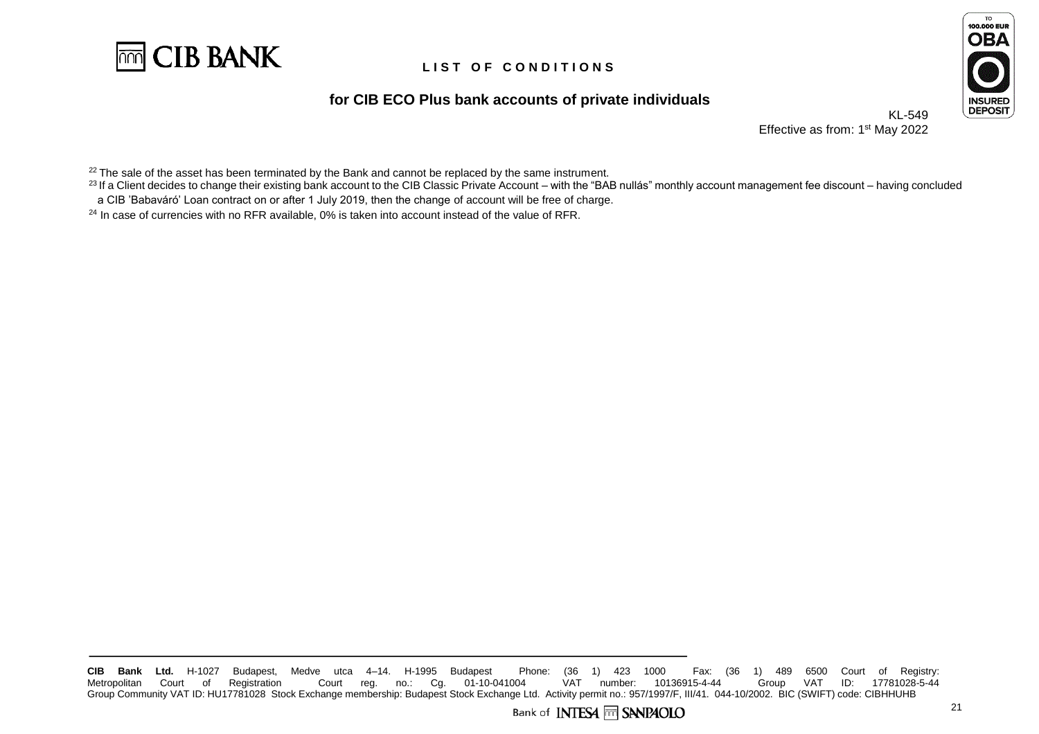[22] The sale of the asset has been terminated by the Bank and cannot be replaced by the same instrument.

[23] If a Client decides to change their existing bank account to the CIB Classic Private Account – with the "BAB nullás" monthly account management fee discount – having concluded a CIB 'Babaváró' Loan contract on or after 1 July 2019, then the change of account will be free of charge.

[24] In case of currencies with no RFR available, 0% is taken into account instead of the value of RFR.